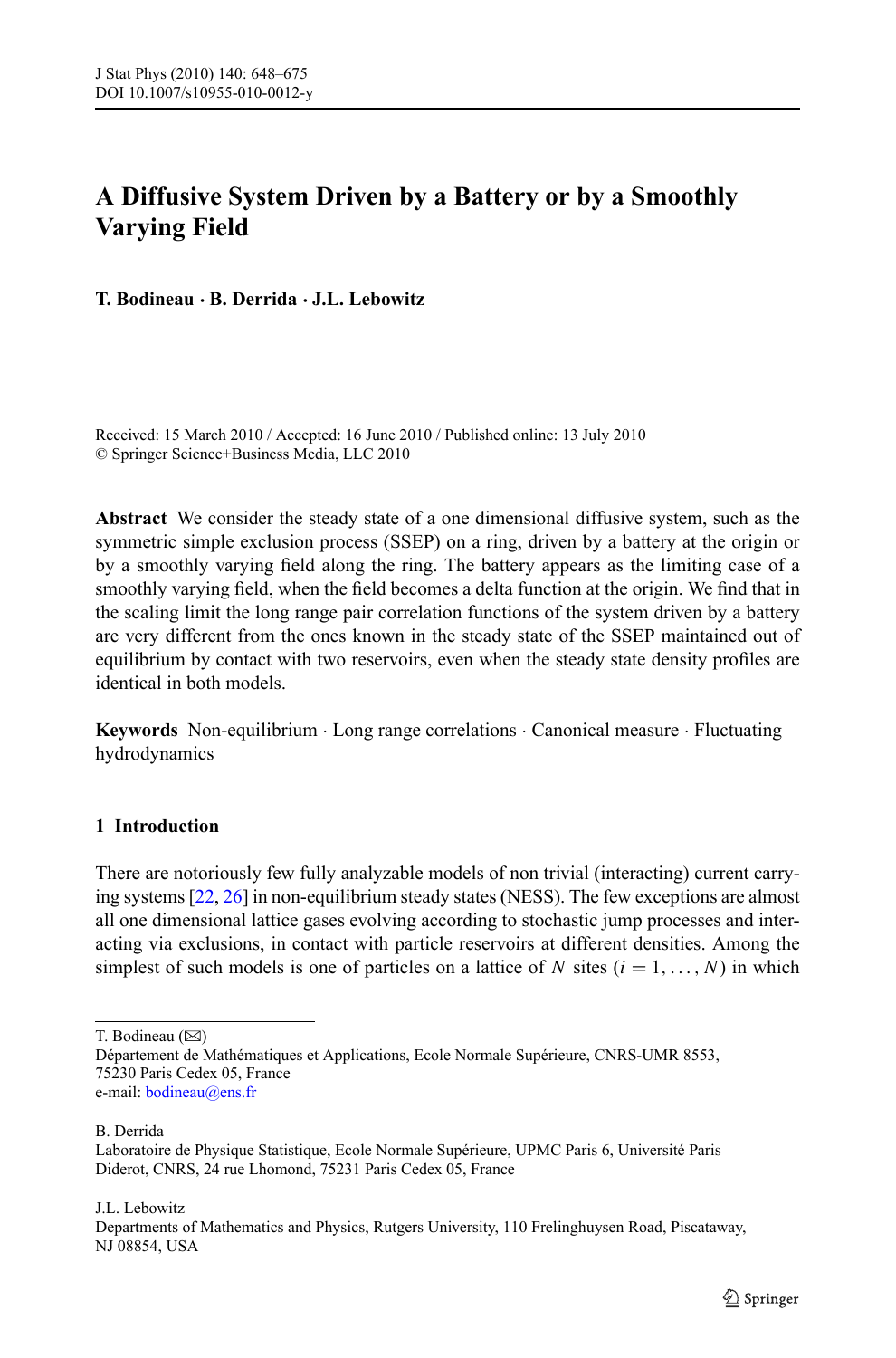# A Diffusive System Driven by a Battery or by a Smoothly Varying Field

**T. Bodineau · B. Derrida · J.L. Lebowitz**

Received: 15 March 2010 / Accepted: 16 June 2010 / Published online: 13 July 2010
© Springer Science+Business Media, LLC 2010

**Abstract** We consider the steady state of a one dimensional diffusive system, such as the symmetric simple exclusion process (SSEP) on a ring, driven by a battery at the origin or by a smoothly varying field along the ring. The battery appears as the limiting case of a smoothly varying field, when the field becomes a delta function at the origin. We find that in the scaling limit the long range pair correlation functions of the system driven by a battery are very different from the ones known in the steady state of the SSEP maintained out of equilibrium by contact with two reservoirs, even when the steady state density profiles are identical in both models.

**Keywords** Non-equilibrium · Long range correlations · Canonical measure · Fluctuating hydrodynamics

## 1 Introduction

There are notoriously few fully analyzable models of non trivial (interacting) current carrying systems [22, 26] in non-equilibrium steady states (NESS). The few exceptions are almost all one dimensional lattice gases evolving according to stochastic jump processes and interacting via exclusions, in contact with particle reservoirs at different densities. Among the simplest of such models is one of particles on a lattice of $N$ sites ($i = 1, \ldots, N$) in which

---

T. Bodineau (✉)
Département de Mathématiques et Applications, Ecole Normale Supérieure, CNRS-UMR 8553, 75230 Paris Cedex 05, France
e-mail: bodineau@ens.fr

B. Derrida
Laboratoire de Physique Statistique, Ecole Normale Supérieure, UPMC Paris 6, Université Paris Diderot, CNRS, 24 rue Lhomond, 75231 Paris Cedex 05, France

J.L. Lebowitz
Departments of Mathematics and Physics, Rutgers University, 110 Frelinghuysen Road, Piscataway, NJ 08854, USA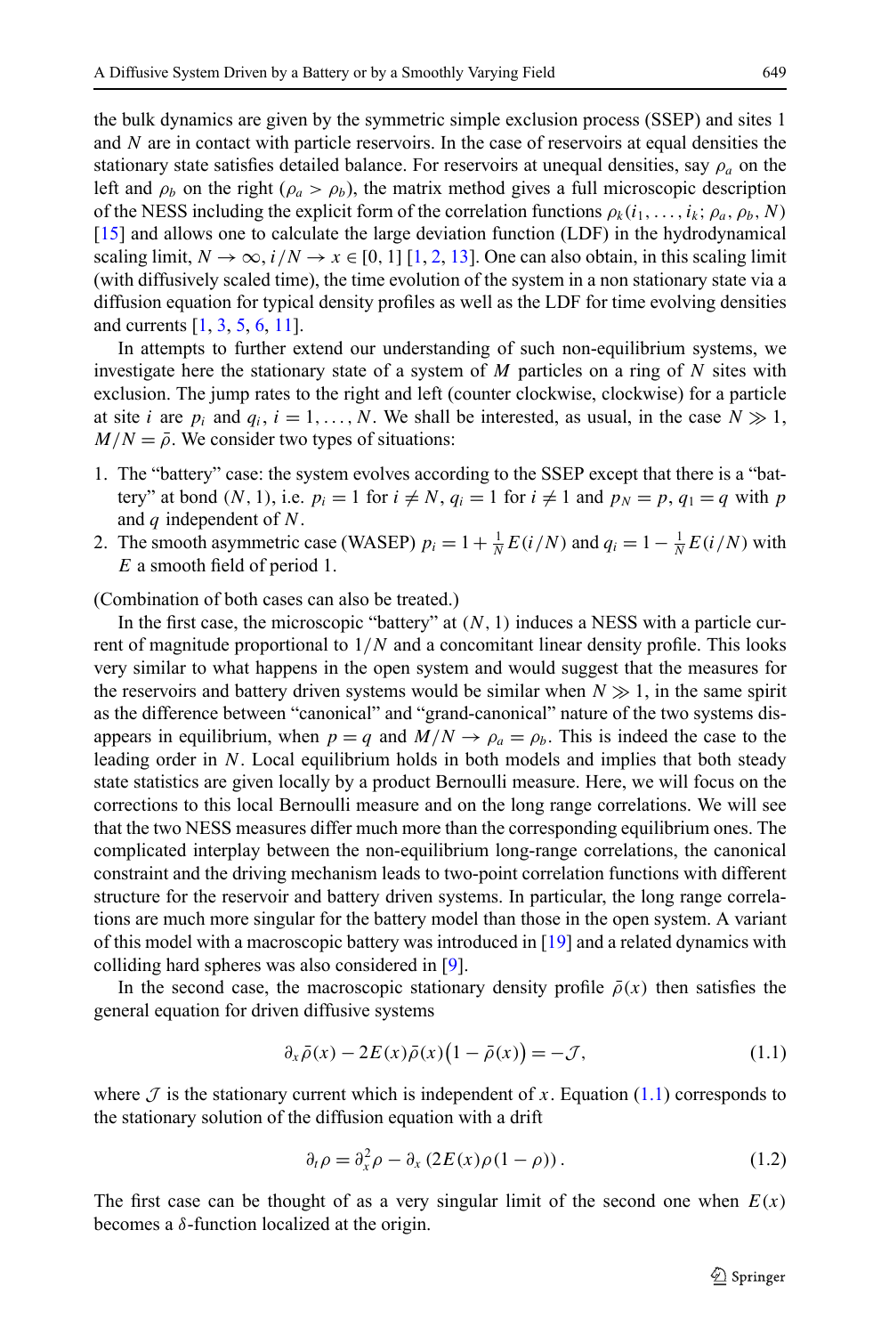the bulk dynamics are given by the symmetric simple exclusion process (SSEP) and sites 1 and $N$ are in contact with particle reservoirs. In the case of reservoirs at equal densities the stationary state satisfies detailed balance. For reservoirs at unequal densities, say $\rho_a$ on the left and $\rho_b$ on the right ($\rho_a > \rho_b$), the matrix method gives a full microscopic description of the NESS including the explicit form of the correlation functions $\rho_k(i_1, \dots, i_k; \rho_a, \rho_b, N)$ [15] and allows one to calculate the large deviation function (LDF) in the hydrodynamical scaling limit, $N \to \infty$, $i/N \to x \in [0, 1]$ [1, 2, 13]. One can also obtain, in this scaling limit (with diffusively scaled time), the time evolution of the system in a non stationary state via a diffusion equation for typical density profiles as well as the LDF for time evolving densities and currents [1, 3, 5, 6, 11].

In attempts to further extend our understanding of such non-equilibrium systems, we investigate here the stationary state of a system of $M$ particles on a ring of $N$ sites with exclusion. The jump rates to the right and left (counter clockwise, clockwise) for a particle at site $i$ are $p_i$ and $q_i$, $i = 1, \dots, N$. We shall be interested, as usual, in the case $N \gg 1$, $M/N = \bar{\rho}$. We consider two types of situations:

1. The "battery" case: the system evolves according to the SSEP except that there is a "battery" at bond $(N, 1)$, i.e. $p_i = 1$ for $i \neq N$, $q_i = 1$ for $i \neq 1$ and $p_N = p$, $q_1 = q$ with $p$ and $q$ independent of $N$.
2. The smooth asymmetric case (WASEP) $p_i = 1 + \frac{1}{N} E(i/N)$ and $q_i = 1 - \frac{1}{N} E(i/N)$ with $E$ a smooth field of period 1.

(Combination of both cases can also be treated.)

In the first case, the microscopic "battery" at $(N, 1)$ induces a NESS with a particle current of magnitude proportional to $1/N$ and a concomitant linear density profile. This looks very similar to what happens in the open system and would suggest that the measures for the reservoirs and battery driven systems would be similar when $N \gg 1$, in the same spirit as the difference between "canonical" and "grand-canonical" nature of the two systems disappears in equilibrium, when $p = q$ and $M/N \to \rho_a = \rho_b$. This is indeed the case to the leading order in $N$. Local equilibrium holds in both models and implies that both steady state statistics are given locally by a product Bernoulli measure. Here, we will focus on the corrections to this local Bernoulli measure and on the long range correlations. We will see that the two NESS measures differ much more than the corresponding equilibrium ones. The complicated interplay between the non-equilibrium long-range correlations, the canonical constraint and the driving mechanism leads to two-point correlation functions with different structure for the reservoir and battery driven systems. In particular, the long range correlations are much more singular for the battery model than those in the open system. A variant of this model with a macroscopic battery was introduced in [19] and a related dynamics with colliding hard spheres was also considered in [9].

In the second case, the macroscopic stationary density profile $\bar{\rho}(x)$ then satisfies the general equation for driven diffusive systems

$$\partial_x \bar{\rho}(x) - 2E(x)\bar{\rho}(x)\big(1 - \bar{\rho}(x)\big) = -\mathcal{J}, \tag{1.1}$$

where $\mathcal{J}$ is the stationary current which is independent of $x$. Equation (1.1) corresponds to the stationary solution of the diffusion equation with a drift

$$\partial_t \rho = \partial_x^2 \rho - \partial_x \left(2E(x)\rho(1 - \rho)\right). \tag{1.2}$$

The first case can be thought of as a very singular limit of the second one when $E(x)$ becomes a $\delta$-function localized at the origin.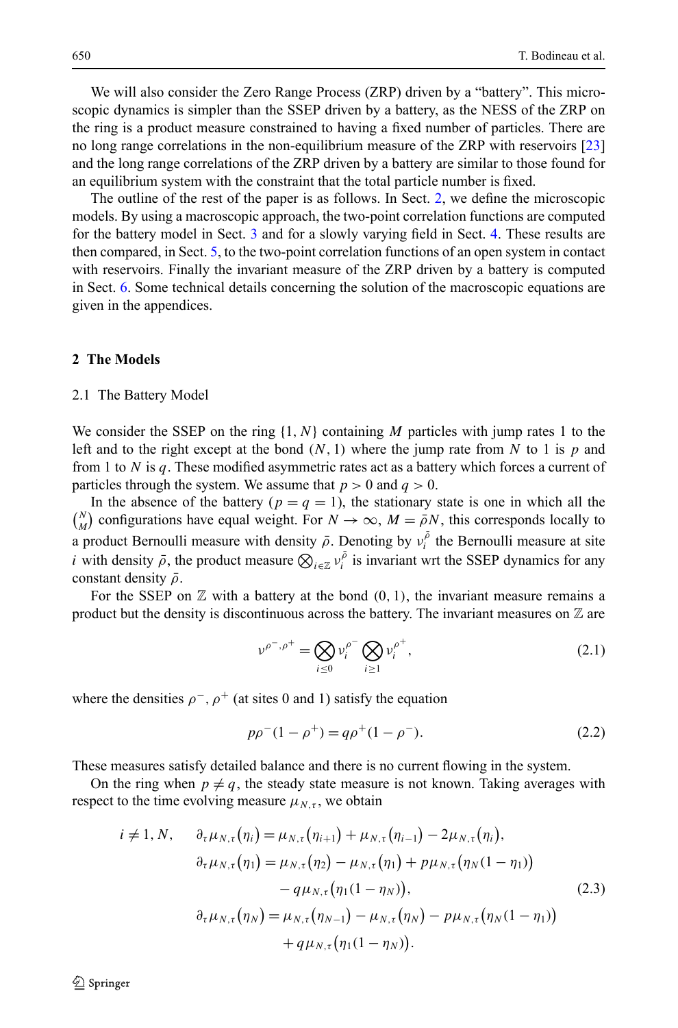We will also consider the Zero Range Process (ZRP) driven by a "battery". This microscopic dynamics is simpler than the SSEP driven by a battery, as the NESS of the ZRP on the ring is a product measure constrained to having a fixed number of particles. There are no long range correlations in the non-equilibrium measure of the ZRP with reservoirs [23] and the long range correlations of the ZRP driven by a battery are similar to those found for an equilibrium system with the constraint that the total particle number is fixed.

The outline of the rest of the paper is as follows. In Sect. 2, we define the microscopic models. By using a macroscopic approach, the two-point correlation functions are computed for the battery model in Sect. 3 and for a slowly varying field in Sect. 4. These results are then compared, in Sect. 5, to the two-point correlation functions of an open system in contact with reservoirs. Finally the invariant measure of the ZRP driven by a battery is computed in Sect. 6. Some technical details concerning the solution of the macroscopic equations are given in the appendices.

## 2 The Models

### 2.1 The Battery Model

We consider the SSEP on the ring $\{1, N\}$ containing $M$ particles with jump rates 1 to the left and to the right except at the bond $(N, 1)$ where the jump rate from $N$ to 1 is $p$ and from 1 to $N$ is $q$. These modified asymmetric rates act as a battery which forces a current of particles through the system. We assume that $p > 0$ and $q > 0$.

In the absence of the battery ($p = q = 1$), the stationary state is one in which all the $\binom{N}{M}$ configurations have equal weight. For $N \to \infty$, $M = \bar{\rho} N$, this corresponds locally to a product Bernoulli measure with density $\bar{\rho}$. Denoting by $\nu_i^{\bar{\rho}}$ the Bernoulli measure at site $i$ with density $\bar{\rho}$, the product measure $\bigotimes_{i \in \mathbb{Z}} \nu_i^{\bar{\rho}}$ is invariant wrt the SSEP dynamics for any constant density $\bar{\rho}$.

For the SSEP on $\mathbb{Z}$ with a battery at the bond $(0, 1)$, the invariant measure remains a product but the density is discontinuous across the battery. The invariant measures on $\mathbb{Z}$ are

$$\nu^{\rho^-, \rho^+} = \bigotimes_{i \leq 0} \nu_i^{\rho^-} \bigotimes_{i \geq 1} \nu_i^{\rho^+}, \tag{2.1}$$

where the densities $\rho^-, \rho^+$ (at sites 0 and 1) satisfy the equation

$$p \rho^- (1 - \rho^+) = q \rho^+ (1 - \rho^-). \tag{2.2}$$

These measures satisfy detailed balance and there is no current flowing in the system.

On the ring when $p \neq q$, the steady state measure is not known. Taking averages with respect to the time evolving measure $\mu_{N,\tau}$, we obtain

$$\begin{aligned}
i \neq 1, N, \qquad \partial_\tau \mu_{N,\tau}(\eta_i) &= \mu_{N,\tau}(\eta_{i+1}) + \mu_{N,\tau}(\eta_{i-1}) - 2\mu_{N,\tau}(\eta_i), \\
\partial_\tau \mu_{N,\tau}(\eta_1) &= \mu_{N,\tau}(\eta_2) - \mu_{N,\tau}(\eta_1) + p \mu_{N,\tau}\big(\eta_N (1 - \eta_1)\big) \\
&\quad - q \mu_{N,\tau}\big(\eta_1 (1 - \eta_N)\big), \\
\partial_\tau \mu_{N,\tau}(\eta_N) &= \mu_{N,\tau}(\eta_{N-1}) - \mu_{N,\tau}(\eta_N) - p \mu_{N,\tau}\big(\eta_N (1 - \eta_1)\big) \\
&\quad + q \mu_{N,\tau}\big(\eta_1 (1 - \eta_N)\big).
\end{aligned} \tag{2.3}$$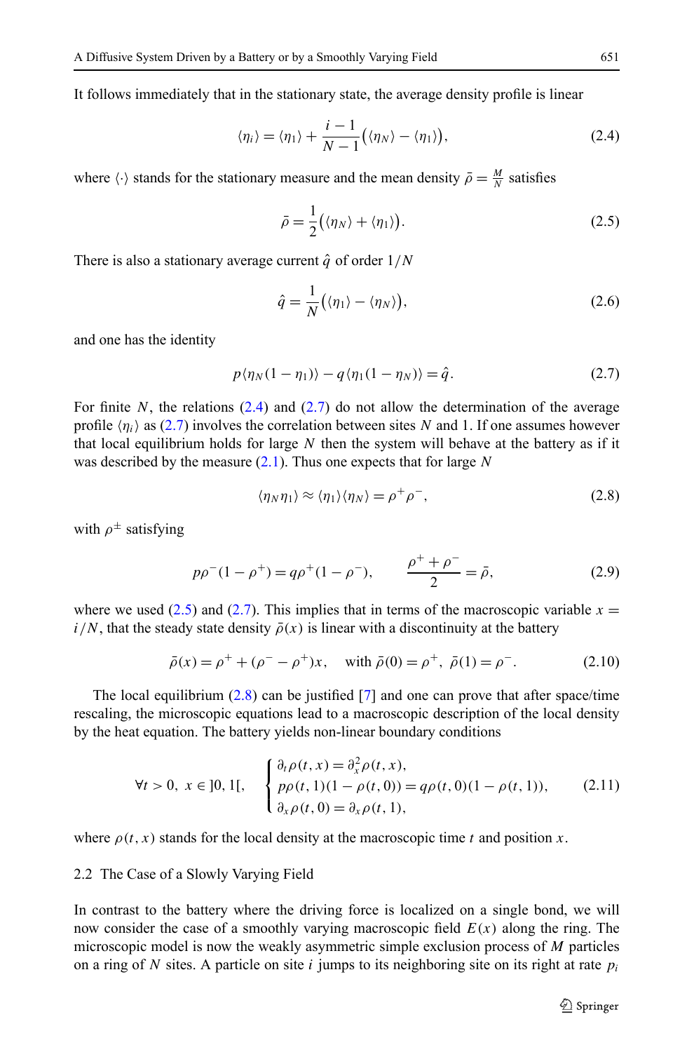It follows immediately that in the stationary state, the average density profile is linear

$$\langle \eta_i \rangle = \langle \eta_1 \rangle + \frac{i-1}{N-1}\big(\langle \eta_N \rangle - \langle \eta_1 \rangle\big), \tag{2.4}$$

where $\langle \cdot \rangle$ stands for the stationary measure and the mean density $\bar{\rho} = \frac{M}{N}$ satisfies

$$\bar{\rho} = \frac{1}{2}\big(\langle \eta_N \rangle + \langle \eta_1 \rangle\big). \tag{2.5}$$

There is also a stationary average current $\hat{q}$ of order $1/N$

$$\hat{q} = \frac{1}{N}\big(\langle \eta_1 \rangle - \langle \eta_N \rangle\big), \tag{2.6}$$

and one has the identity

$$p\langle \eta_N(1-\eta_1)\rangle - q\langle \eta_1(1-\eta_N)\rangle = \hat{q}. \tag{2.7}$$

For finite $N$, the relations (2.4) and (2.7) do not allow the determination of the average profile $\langle \eta_i \rangle$ as (2.7) involves the correlation between sites $N$ and 1. If one assumes however that local equilibrium holds for large $N$ then the system will behave at the battery as if it was described by the measure (2.1). Thus one expects that for large $N$

$$\langle \eta_N \eta_1 \rangle \approx \langle \eta_1 \rangle \langle \eta_N \rangle = \rho^+ \rho^-, \tag{2.8}$$

with $\rho^{\pm}$ satisfying

$$p\rho^-(1-\rho^+) = q\rho^+(1-\rho^-), \qquad \frac{\rho^+ + \rho^-}{2} = \bar{\rho}, \tag{2.9}$$

where we used (2.5) and (2.7). This implies that in terms of the macroscopic variable $x = i/N$, that the steady state density $\bar{\rho}(x)$ is linear with a discontinuity at the battery

$$\bar{\rho}(x) = \rho^+ + (\rho^- - \rho^+)x, \quad \text{with } \bar{\rho}(0) = \rho^+, \ \bar{\rho}(1) = \rho^-. \tag{2.10}$$

The local equilibrium (2.8) can be justified [7] and one can prove that after space/time rescaling, the microscopic equations lead to a macroscopic description of the local density by the heat equation. The battery yields non-linear boundary conditions

$$\forall t > 0, \ x \in ]0,1[, \qquad \begin{cases} \partial_t \rho(t,x) = \partial_x^2 \rho(t,x), \\ p\rho(t,1)(1-\rho(t,0)) = q\rho(t,0)(1-\rho(t,1)), \\ \partial_x \rho(t,0) = \partial_x \rho(t,1), \end{cases} \tag{2.11}$$

where $\rho(t,x)$ stands for the local density at the macroscopic time $t$ and position $x$.

### 2.2 The Case of a Slowly Varying Field

In contrast to the battery where the driving force is localized on a single bond, we will now consider the case of a smoothly varying macroscopic field $E(x)$ along the ring. The microscopic model is now the weakly asymmetric simple exclusion process of $M$ particles on a ring of $N$ sites. A particle on site $i$ jumps to its neighboring site on its right at rate $p_i$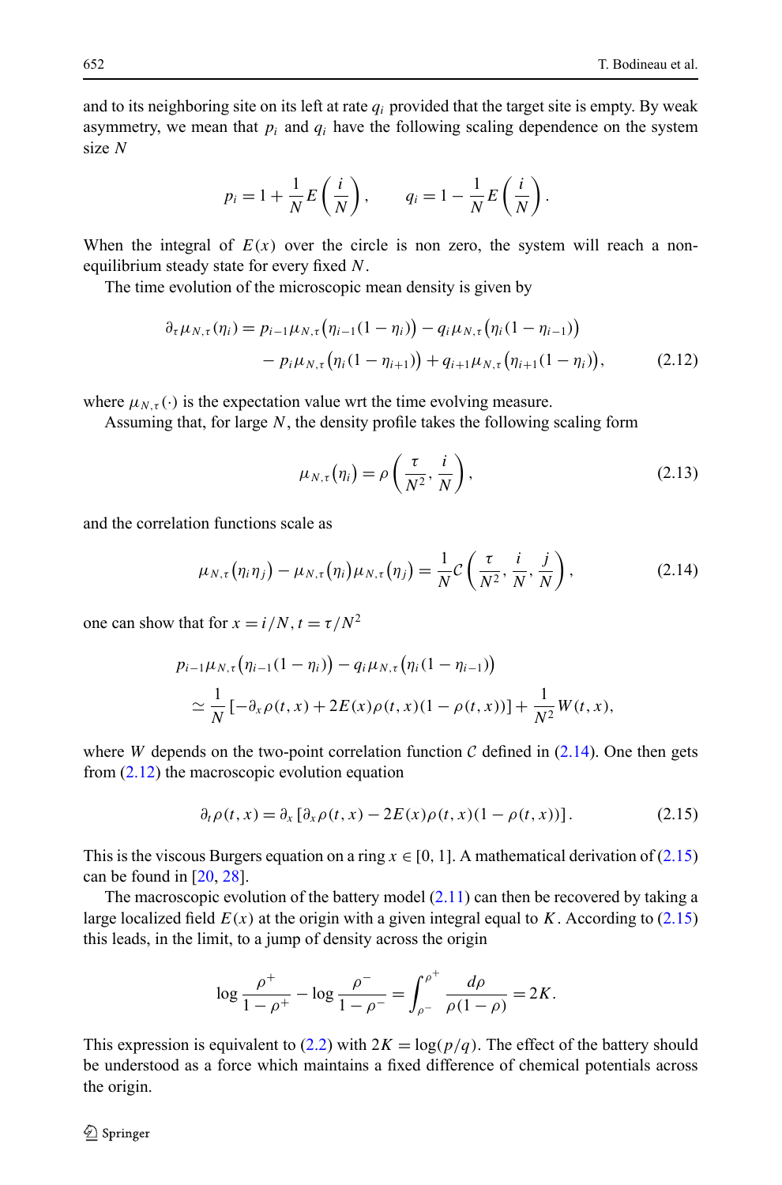and to its neighboring site on its left at rate $q_i$ provided that the target site is empty. By weak asymmetry, we mean that $p_i$ and $q_i$ have the following scaling dependence on the system size $N$

$$p_i = 1 + \frac{1}{N} E\left(\frac{i}{N}\right), \qquad q_i = 1 - \frac{1}{N} E\left(\frac{i}{N}\right).$$

When the integral of $E(x)$ over the circle is non zero, the system will reach a non-equilibrium steady state for every fixed $N$.

The time evolution of the microscopic mean density is given by

$$\begin{aligned}\partial_\tau \mu_{N,\tau}(\eta_i) = {} & p_{i-1}\mu_{N,\tau}\big(\eta_{i-1}(1-\eta_i)\big) - q_i \mu_{N,\tau}\big(\eta_i(1-\eta_{i-1})\big) \\ & - p_i \mu_{N,\tau}\big(\eta_i(1-\eta_{i+1})\big) + q_{i+1}\mu_{N,\tau}\big(\eta_{i+1}(1-\eta_i)\big),\end{aligned} \tag{2.12}$$

where $\mu_{N,\tau}(\cdot)$ is the expectation value wrt the time evolving measure.

Assuming that, for large $N$, the density profile takes the following scaling form

$$\mu_{N,\tau}(\eta_i) = \rho\left(\frac{\tau}{N^2}, \frac{i}{N}\right), \tag{2.13}$$

and the correlation functions scale as

$$\mu_{N,\tau}(\eta_i \eta_j) - \mu_{N,\tau}(\eta_i)\mu_{N,\tau}(\eta_j) = \frac{1}{N}\mathcal{C}\left(\frac{\tau}{N^2}, \frac{i}{N}, \frac{j}{N}\right), \tag{2.14}$$

one can show that for $x = i/N$, $t = \tau/N^2$

$$\begin{aligned} & p_{i-1}\mu_{N,\tau}\big(\eta_{i-1}(1-\eta_i)\big) - q_i \mu_{N,\tau}\big(\eta_i(1-\eta_{i-1})\big) \\ & \quad \simeq \frac{1}{N}\left[-\partial_x \rho(t,x) + 2E(x)\rho(t,x)(1-\rho(t,x))\right] + \frac{1}{N^2} W(t,x),\end{aligned}$$

where $W$ depends on the two-point correlation function $\mathcal{C}$ defined in (2.14). One then gets from (2.12) the macroscopic evolution equation

$$\partial_t \rho(t,x) = \partial_x\left[\partial_x \rho(t,x) - 2E(x)\rho(t,x)(1-\rho(t,x))\right]. \tag{2.15}$$

This is the viscous Burgers equation on a ring $x \in [0,1]$. A mathematical derivation of (2.15) can be found in [20, 28].

The macroscopic evolution of the battery model (2.11) can then be recovered by taking a large localized field $E(x)$ at the origin with a given integral equal to $K$. According to (2.15) this leads, in the limit, to a jump of density across the origin

$$\log \frac{\rho^+}{1-\rho^+} - \log \frac{\rho^-}{1-\rho^-} = \int_{\rho^-}^{\rho^+} \frac{d\rho}{\rho(1-\rho)} = 2K.$$

This expression is equivalent to (2.2) with $2K = \log(p/q)$. The effect of the battery should be understood as a force which maintains a fixed difference of chemical potentials across the origin.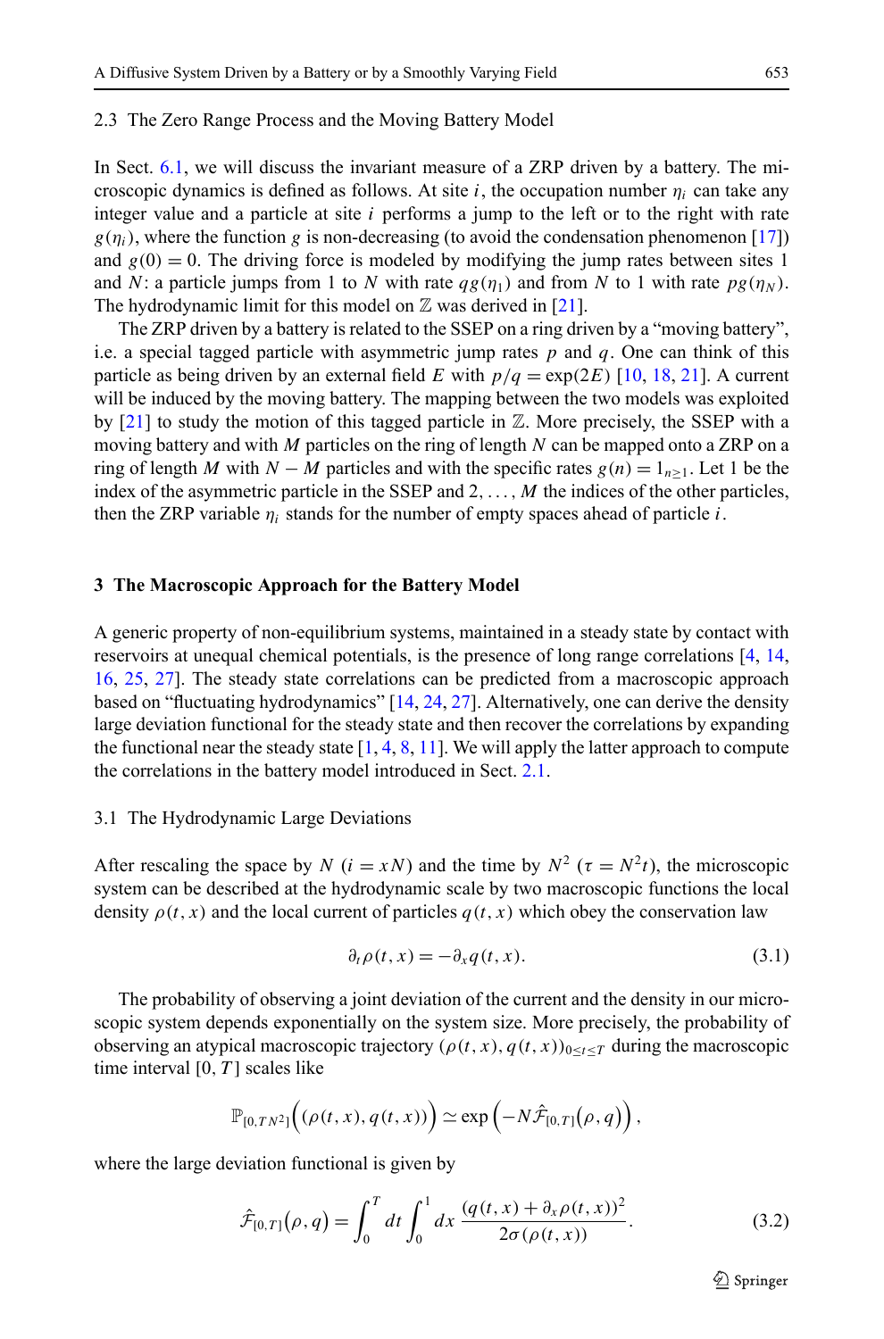### 2.3 The Zero Range Process and the Moving Battery Model

In Sect. 6.1, we will discuss the invariant measure of a ZRP driven by a battery. The microscopic dynamics is defined as follows. At site $i$, the occupation number $\eta_i$ can take any integer value and a particle at site $i$ performs a jump to the left or to the right with rate $g(\eta_i)$, where the function $g$ is non-decreasing (to avoid the condensation phenomenon [17]) and $g(0) = 0$. The driving force is modeled by modifying the jump rates between sites 1 and $N$: a particle jumps from 1 to $N$ with rate $qg(\eta_1)$ and from $N$ to 1 with rate $pg(\eta_N)$. The hydrodynamic limit for this model on $\mathbb{Z}$ was derived in [21].

The ZRP driven by a battery is related to the SSEP on a ring driven by a "moving battery", i.e. a special tagged particle with asymmetric jump rates $p$ and $q$. One can think of this particle as being driven by an external field $E$ with $p/q = \exp(2E)$ [10, 18, 21]. A current will be induced by the moving battery. The mapping between the two models was exploited by [21] to study the motion of this tagged particle in $\mathbb{Z}$. More precisely, the SSEP with a moving battery and with $M$ particles on the ring of length $N$ can be mapped onto a ZRP on a ring of length $M$ with $N - M$ particles and with the specific rates $g(n) = 1_{n\geq 1}$. Let 1 be the index of the asymmetric particle in the SSEP and $2, \ldots, M$ the indices of the other particles, then the ZRP variable $\eta_i$ stands for the number of empty spaces ahead of particle $i$.

## 3 The Macroscopic Approach for the Battery Model

A generic property of non-equilibrium systems, maintained in a steady state by contact with reservoirs at unequal chemical potentials, is the presence of long range correlations [4, 14, 16, 25, 27]. The steady state correlations can be predicted from a macroscopic approach based on "fluctuating hydrodynamics" [14, 24, 27]. Alternatively, one can derive the density large deviation functional for the steady state and then recover the correlations by expanding the functional near the steady state [1, 4, 8, 11]. We will apply the latter approach to compute the correlations in the battery model introduced in Sect. 2.1.

### 3.1 The Hydrodynamic Large Deviations

After rescaling the space by $N$ ($i = xN$) and the time by $N^2$ ($\tau = N^2 t$), the microscopic system can be described at the hydrodynamic scale by two macroscopic functions the local density $\rho(t, x)$ and the local current of particles $q(t, x)$ which obey the conservation law

$$\partial_t \rho(t, x) = -\partial_x q(t, x). \tag{3.1}$$

The probability of observing a joint deviation of the current and the density in our microscopic system depends exponentially on the system size. More precisely, the probability of observing an atypical macroscopic trajectory $(\rho(t, x), q(t, x))_{0 \leq t \leq T}$ during the macroscopic time interval $[0, T]$ scales like

$$\mathbb{P}_{[0,TN^2]}\Big((\rho(t,x), q(t,x))\Big) \simeq \exp\Big(-N\hat{\mathcal{F}}_{[0,T]}\big(\rho, q\big)\Big),$$

where the large deviation functional is given by

$$\hat{\mathcal{F}}_{[0,T]}\big(\rho, q\big) = \int_0^T dt \int_0^1 dx \, \frac{(q(t,x) + \partial_x \rho(t,x))^2}{2\sigma(\rho(t,x))}. \tag{3.2}$$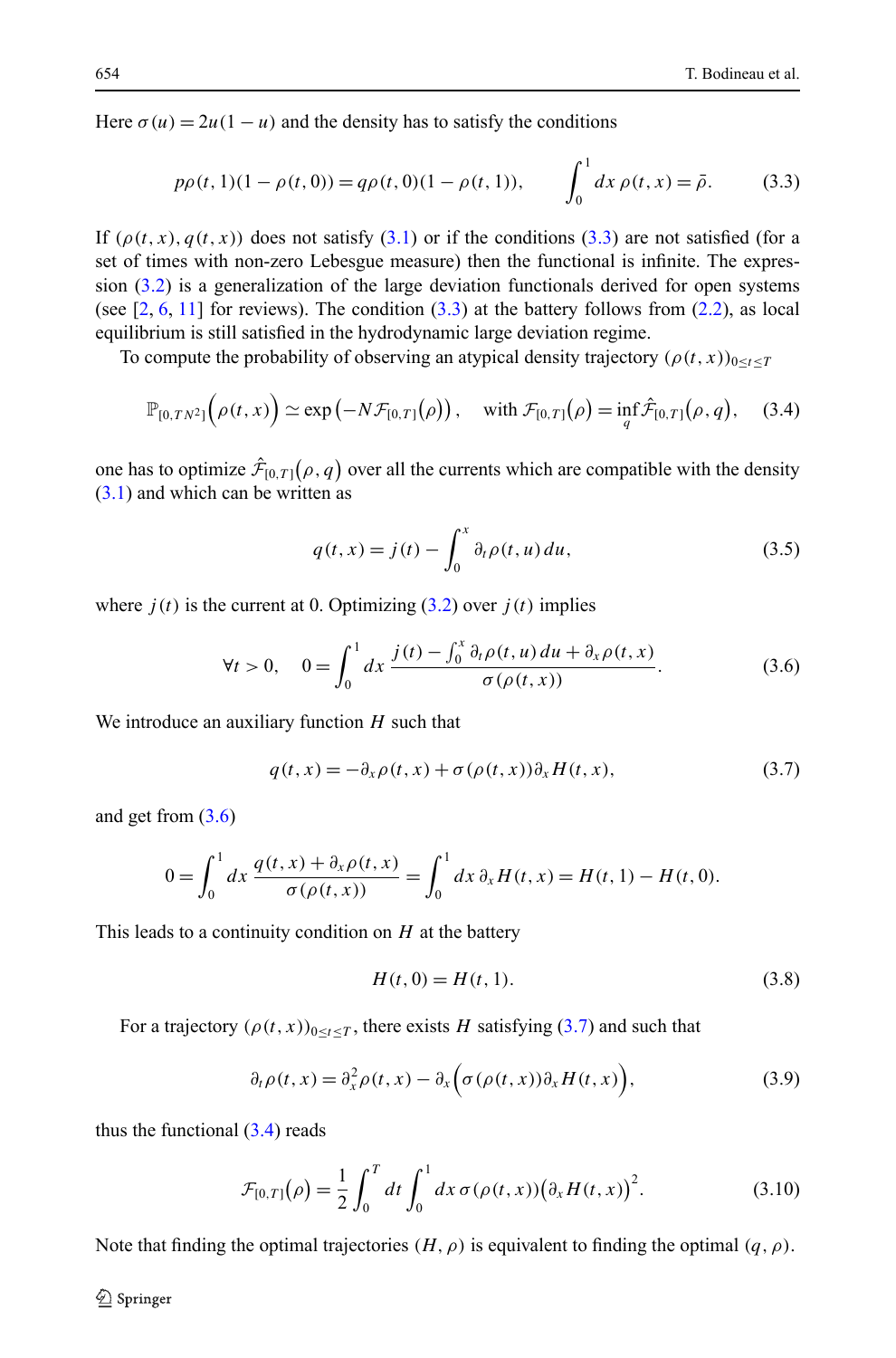Here $\sigma(u) = 2u(1-u)$ and the density has to satisfy the conditions

$$p\rho(t,1)(1-\rho(t,0)) = q\rho(t,0)(1-\rho(t,1)), \qquad \int_0^1 dx\, \rho(t,x) = \bar{\rho}. \tag{3.3}$$

If $(\rho(t,x), q(t,x))$ does not satisfy (3.1) or if the conditions (3.3) are not satisfied (for a set of times with non-zero Lebesgue measure) then the functional is infinite. The expression (3.2) is a generalization of the large deviation functionals derived for open systems (see [2, 6, 11] for reviews). The condition (3.3) at the battery follows from (2.2), as local equilibrium is still satisfied in the hydrodynamic large deviation regime.

To compute the probability of observing an atypical density trajectory $(\rho(t,x))_{0\le t\le T}$

$$\mathbb{P}_{[0,TN^2]}\big(\rho(t,x)\big) \simeq \exp\big(-N\mathcal{F}_{[0,T]}(\rho)\big), \quad \text{with } \mathcal{F}_{[0,T]}(\rho) = \inf_q \hat{\mathcal{F}}_{[0,T]}(\rho, q), \tag{3.4}$$

one has to optimize $\hat{\mathcal{F}}_{[0,T]}(\rho, q)$ over all the currents which are compatible with the density (3.1) and which can be written as

$$q(t,x) = j(t) - \int_0^x \partial_t \rho(t,u)\, du, \tag{3.5}$$

where $j(t)$ is the current at 0. Optimizing (3.2) over $j(t)$ implies

$$\forall t > 0, \quad 0 = \int_0^1 dx\, \frac{j(t) - \int_0^x \partial_t \rho(t,u)\, du + \partial_x \rho(t,x)}{\sigma(\rho(t,x))}. \tag{3.6}$$

We introduce an auxiliary function $H$ such that

$$q(t,x) = -\partial_x \rho(t,x) + \sigma(\rho(t,x))\partial_x H(t,x), \tag{3.7}$$

and get from (3.6)

$$0 = \int_0^1 dx\, \frac{q(t,x) + \partial_x \rho(t,x)}{\sigma(\rho(t,x))} = \int_0^1 dx\, \partial_x H(t,x) = H(t,1) - H(t,0).$$

This leads to a continuity condition on $H$ at the battery

$$H(t,0) = H(t,1). \tag{3.8}$$

For a trajectory $(\rho(t,x))_{0\le t\le T}$, there exists $H$ satisfying (3.7) and such that

$$\partial_t \rho(t,x) = \partial_x^2 \rho(t,x) - \partial_x\Big(\sigma(\rho(t,x))\partial_x H(t,x)\Big), \tag{3.9}$$

thus the functional (3.4) reads

$$\mathcal{F}_{[0,T]}(\rho) = \frac{1}{2}\int_0^T dt \int_0^1 dx\, \sigma(\rho(t,x))\big(\partial_x H(t,x)\big)^2. \tag{3.10}$$

Note that finding the optimal trajectories $(H, \rho)$ is equivalent to finding the optimal $(q, \rho)$.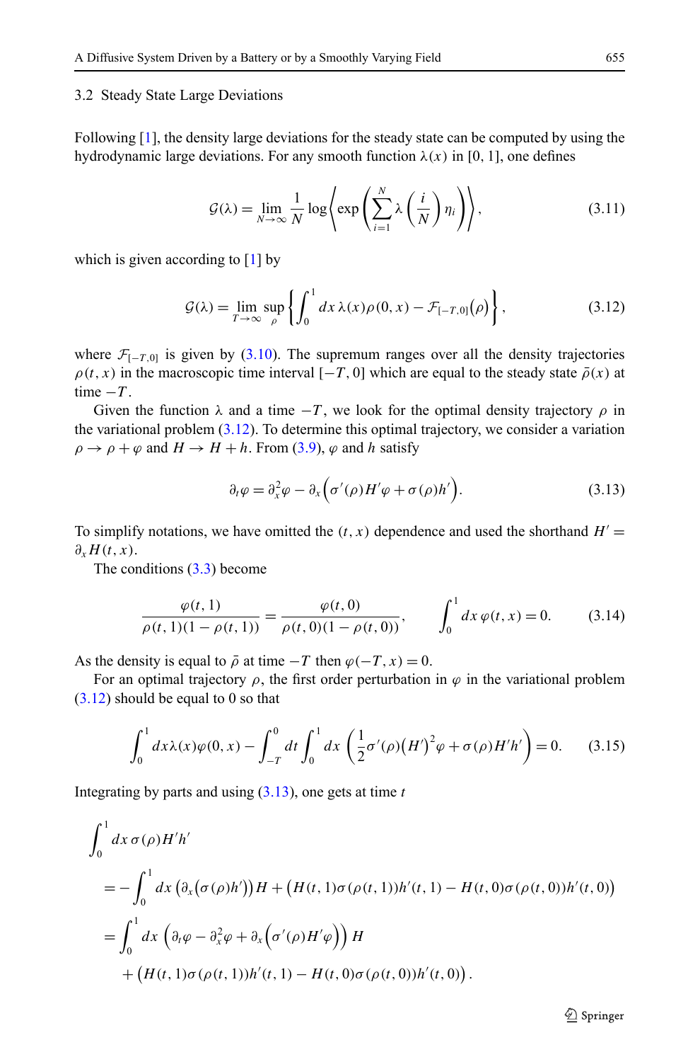### 3.2 Steady State Large Deviations

Following [1], the density large deviations for the steady state can be computed by using the hydrodynamic large deviations. For any smooth function $\lambda(x)$ in $[0,1]$, one defines

$$\mathcal{G}(\lambda) = \lim_{N\to\infty} \frac{1}{N} \log\left\langle \exp\left( \sum_{i=1}^{N} \lambda\left(\frac{i}{N}\right) \eta_i \right)\right\rangle, \tag{3.11}$$

which is given according to [1] by

$$\mathcal{G}(\lambda) = \lim_{T\to\infty} \sup_{\rho} \left\{ \int_0^1 dx\, \lambda(x)\rho(0,x) - \mathcal{F}_{[-T,0]}(\rho) \right\}, \tag{3.12}$$

where $\mathcal{F}_{[-T,0]}$ is given by (3.10). The supremum ranges over all the density trajectories $\rho(t,x)$ in the macroscopic time interval $[-T,0]$ which are equal to the steady state $\bar{\rho}(x)$ at time $-T$.

Given the function $\lambda$ and a time $-T$, we look for the optimal density trajectory $\rho$ in the variational problem (3.12). To determine this optimal trajectory, we consider a variation $\rho \to \rho + \varphi$ and $H \to H + h$. From (3.9), $\varphi$ and $h$ satisfy

$$\partial_t \varphi = \partial_x^2 \varphi - \partial_x\Big(\sigma'(\rho) H' \varphi + \sigma(\rho) h'\Big). \tag{3.13}$$

To simplify notations, we have omitted the $(t,x)$ dependence and used the shorthand $H' = \partial_x H(t,x)$.

The conditions (3.3) become

$$\frac{\varphi(t,1)}{\rho(t,1)(1-\rho(t,1))} = \frac{\varphi(t,0)}{\rho(t,0)(1-\rho(t,0))}, \qquad \int_0^1 dx\, \varphi(t,x) = 0. \tag{3.14}$$

As the density is equal to $\bar{\rho}$ at time $-T$ then $\varphi(-T,x) = 0$.

For an optimal trajectory $\rho$, the first order perturbation in $\varphi$ in the variational problem (3.12) should be equal to 0 so that

$$\int_0^1 dx \lambda(x)\varphi(0,x) - \int_{-T}^0 dt \int_0^1 dx \left( \frac{1}{2}\sigma'(\rho)\big(H'\big)^2 \varphi + \sigma(\rho) H' h' \right) = 0. \tag{3.15}$$

Integrating by parts and using (3.13), one gets at time $t$

$$\begin{aligned}
&\int_0^1 dx\, \sigma(\rho) H' h' \\
&= -\int_0^1 dx\, \big(\partial_x\big(\sigma(\rho)h'\big)\big) H + \big(H(t,1)\sigma(\rho(t,1))h'(t,1) - H(t,0)\sigma(\rho(t,0))h'(t,0)\big) \\
&= \int_0^1 dx\, \Big(\partial_t \varphi - \partial_x^2 \varphi + \partial_x\Big(\sigma'(\rho)H'\varphi\Big)\Big) H \\
&\quad + \big(H(t,1)\sigma(\rho(t,1))h'(t,1) - H(t,0)\sigma(\rho(t,0))h'(t,0)\big).
\end{aligned}$$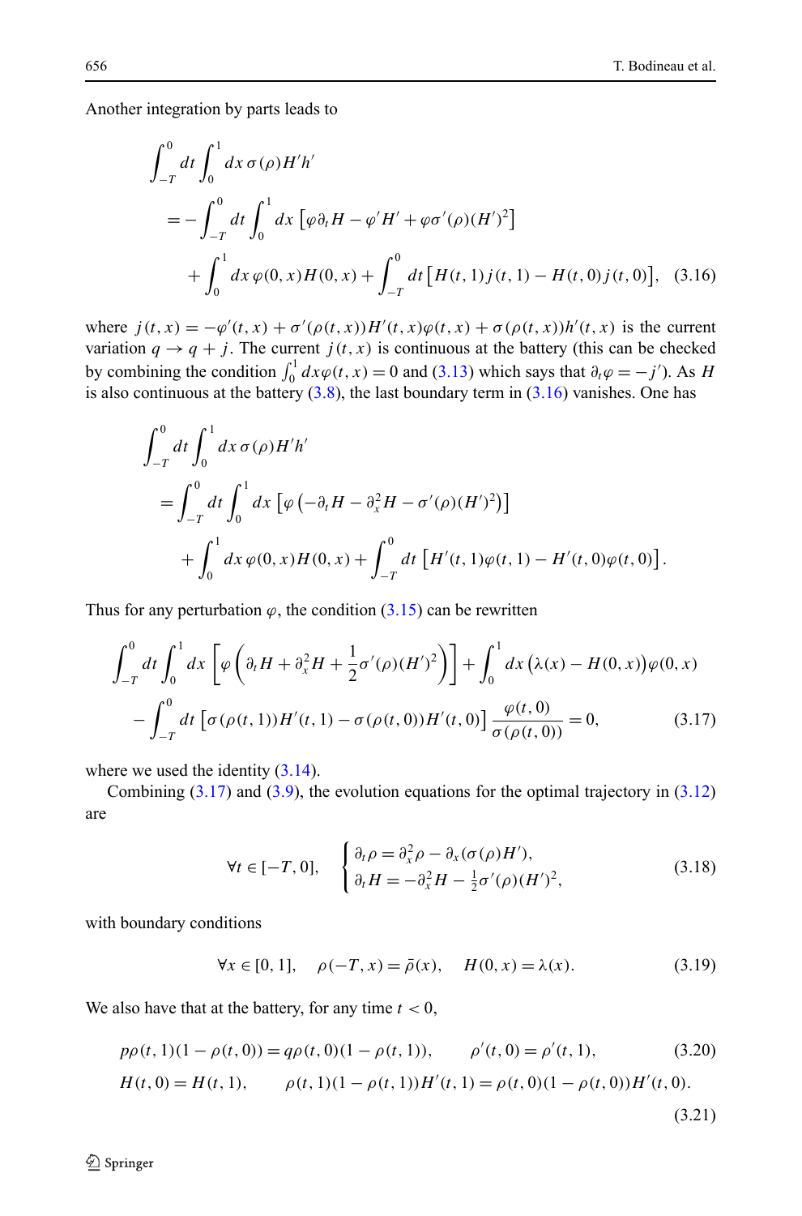Another integration by parts leads to

$$
\begin{aligned}
&\int_{-T}^{0} dt \int_0^1 dx\, \sigma(\rho) H' h' \\
&\quad = -\int_{-T}^{0} dt \int_0^1 dx \left[\varphi \partial_t H - \varphi' H' + \varphi \sigma'(\rho)(H')^2\right] \\
&\qquad + \int_0^1 dx\, \varphi(0,x) H(0,x) + \int_{-T}^{0} dt \left[H(t,1) j(t,1) - H(t,0) j(t,0)\right], \quad (3.16)
\end{aligned}
$$

where $j(t,x) = -\varphi'(t,x) + \sigma'(\rho(t,x))H'(t,x)\varphi(t,x) + \sigma(\rho(t,x))h'(t,x)$ is the current variation $q \to q + j$. The current $j(t,x)$ is continuous at the battery (this can be checked by combining the condition $\int_0^1 dx \varphi(t,x) = 0$ and (3.13) which says that $\partial_t \varphi = -j'$). As $H$ is also continuous at the battery (3.8), the last boundary term in (3.16) vanishes. One has

$$
\begin{aligned}
&\int_{-T}^{0} dt \int_0^1 dx\, \sigma(\rho) H' h' \\
&\quad = \int_{-T}^{0} dt \int_0^1 dx \left[\varphi\left(-\partial_t H - \partial_x^2 H - \sigma'(\rho)(H')^2\right)\right] \\
&\qquad + \int_0^1 dx\, \varphi(0,x) H(0,x) + \int_{-T}^{0} dt \left[H'(t,1)\varphi(t,1) - H'(t,0)\varphi(t,0)\right].
\end{aligned}
$$

Thus for any perturbation $\varphi$, the condition (3.15) can be rewritten

$$
\begin{aligned}
&\int_{-T}^{0} dt \int_0^1 dx \left[\varphi\left(\partial_t H + \partial_x^2 H + \frac{1}{2}\sigma'(\rho)(H')^2\right)\right] + \int_0^1 dx \big(\lambda(x) - H(0,x)\big)\varphi(0,x) \\
&\quad - \int_{-T}^{0} dt \left[\sigma(\rho(t,1))H'(t,1) - \sigma(\rho(t,0))H'(t,0)\right] \frac{\varphi(t,0)}{\sigma(\rho(t,0))} = 0, \qquad (3.17)
\end{aligned}
$$

where we used the identity (3.14).

Combining (3.17) and (3.9), the evolution equations for the optimal trajectory in (3.12) are

$$
\forall t \in [-T,0], \quad
\begin{cases}
\partial_t \rho = \partial_x^2 \rho - \partial_x(\sigma(\rho)H'), \\
\partial_t H = -\partial_x^2 H - \frac{1}{2}\sigma'(\rho)(H')^2,
\end{cases}
\qquad (3.18)
$$

with boundary conditions

$$
\forall x \in [0,1], \quad \rho(-T,x) = \bar{\rho}(x), \quad H(0,x) = \lambda(x). \qquad (3.19)
$$

We also have that at the battery, for any time $t < 0$,

$$
p\rho(t,1)(1-\rho(t,0)) = q\rho(t,0)(1-\rho(t,1)), \qquad \rho'(t,0) = \rho'(t,1), \qquad (3.20)
$$

$$
H(t,0) = H(t,1), \qquad \rho(t,1)(1-\rho(t,1))H'(t,1) = \rho(t,0)(1-\rho(t,0))H'(t,0). \qquad (3.21)
$$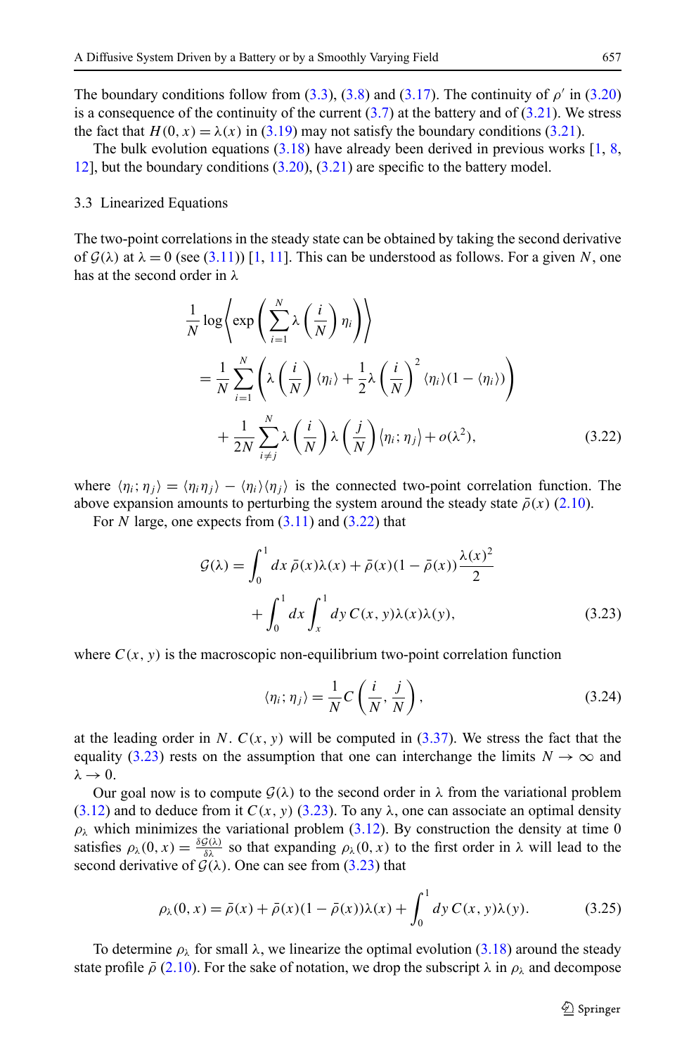The boundary conditions follow from (3.3), (3.8) and (3.17). The continuity of $\rho'$ in (3.20) is a consequence of the continuity of the current (3.7) at the battery and of (3.21). We stress the fact that $H(0,x) = \lambda(x)$ in (3.19) may not satisfy the boundary conditions (3.21).

The bulk evolution equations (3.18) have already been derived in previous works [1, 8, 12], but the boundary conditions (3.20), (3.21) are specific to the battery model.

### 3.3 Linearized Equations

The two-point correlations in the steady state can be obtained by taking the second derivative of $\mathcal{G}(\lambda)$ at $\lambda = 0$ (see (3.11)) [1, 11]. This can be understood as follows. For a given $N$, one has at the second order in $\lambda$

$$
\begin{aligned}
\frac{1}{N} \log \left\langle \exp\left( \sum_{i=1}^{N} \lambda\left(\frac{i}{N}\right) \eta_i \right) \right\rangle
&= \frac{1}{N} \sum_{i=1}^{N} \left( \lambda\left(\frac{i}{N}\right) \langle \eta_i \rangle + \frac{1}{2} \lambda\left(\frac{i}{N}\right)^2 \langle \eta_i \rangle (1 - \langle \eta_i \rangle) \right) \\
&\quad + \frac{1}{2N} \sum_{i \neq j}^{N} \lambda\left(\frac{i}{N}\right) \lambda\left(\frac{j}{N}\right) \langle \eta_i ; \eta_j \rangle + o(\lambda^2),
\end{aligned}
\tag{3.22}
$$

where $\langle \eta_i ; \eta_j \rangle = \langle \eta_i \eta_j \rangle - \langle \eta_i \rangle \langle \eta_j \rangle$ is the connected two-point correlation function. The above expansion amounts to perturbing the system around the steady state $\bar{\rho}(x)$ (2.10).

For $N$ large, one expects from (3.11) and (3.22) that

$$
\begin{aligned}
\mathcal{G}(\lambda) &= \int_0^1 dx\, \bar{\rho}(x) \lambda(x) + \bar{\rho}(x)(1 - \bar{\rho}(x)) \frac{\lambda(x)^2}{2} \\
&\quad + \int_0^1 dx \int_x^1 dy\, C(x,y) \lambda(x) \lambda(y),
\end{aligned}
\tag{3.23}
$$

where $C(x,y)$ is the macroscopic non-equilibrium two-point correlation function

$$
\langle \eta_i ; \eta_j \rangle = \frac{1}{N} C\left(\frac{i}{N}, \frac{j}{N}\right),
\tag{3.24}
$$

at the leading order in $N$. $C(x,y)$ will be computed in (3.37). We stress the fact that the equality (3.23) rests on the assumption that one can interchange the limits $N \to \infty$ and $\lambda \to 0$.

Our goal now is to compute $\mathcal{G}(\lambda)$ to the second order in $\lambda$ from the variational problem (3.12) and to deduce from it $C(x,y)$ (3.23). To any $\lambda$, one can associate an optimal density $\rho_\lambda$ which minimizes the variational problem (3.12). By construction the density at time 0 satisfies $\rho_\lambda(0,x) = \frac{\delta \mathcal{G}(\lambda)}{\delta \lambda}$ so that expanding $\rho_\lambda(0,x)$ to the first order in $\lambda$ will lead to the second derivative of $\mathcal{G}(\lambda)$. One can see from (3.23) that

$$
\rho_\lambda(0,x) = \bar{\rho}(x) + \bar{\rho}(x)(1 - \bar{\rho}(x)) \lambda(x) + \int_0^1 dy\, C(x,y) \lambda(y).
\tag{3.25}
$$

To determine $\rho_\lambda$ for small $\lambda$, we linearize the optimal evolution (3.18) around the steady state profile $\bar{\rho}$ (2.10). For the sake of notation, we drop the subscript $\lambda$ in $\rho_\lambda$ and decompose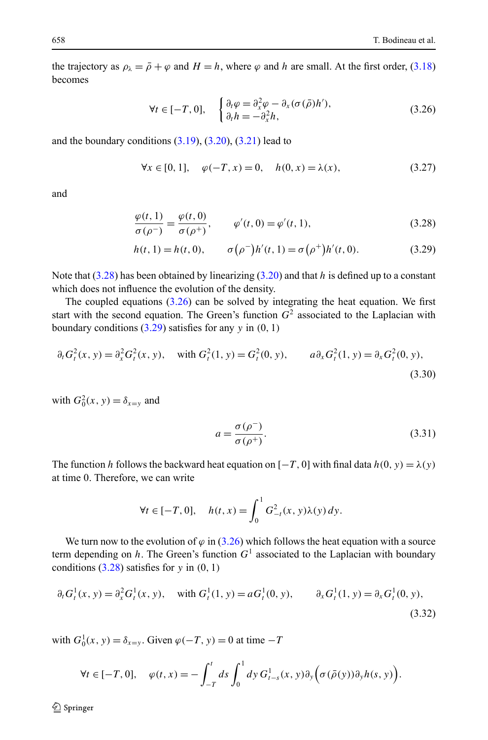the trajectory as $\rho_\lambda = \bar\rho + \varphi$ and $H = h$, where $\varphi$ and $h$ are small. At the first order, (3.18) becomes

$$\forall t \in [-T, 0], \quad \begin{cases} \partial_t \varphi = \partial_x^2 \varphi - \partial_x(\sigma(\bar\rho) h'), \\ \partial_t h = -\partial_x^2 h, \end{cases} \tag{3.26}$$

and the boundary conditions (3.19), (3.20), (3.21) lead to

$$\forall x \in [0, 1], \quad \varphi(-T, x) = 0, \quad h(0, x) = \lambda(x), \tag{3.27}$$

and

$$\frac{\varphi(t,1)}{\sigma(\rho^-)} = \frac{\varphi(t,0)}{\sigma(\rho^+)}, \qquad \varphi'(t,0) = \varphi'(t,1), \tag{3.28}$$

$$h(t,1) = h(t,0), \qquad \sigma(\rho^-) h'(t,1) = \sigma(\rho^+) h'(t,0). \tag{3.29}$$

Note that (3.28) has been obtained by linearizing (3.20) and that $h$ is defined up to a constant which does not influence the evolution of the density.

The coupled equations (3.26) can be solved by integrating the heat equation. We first start with the second equation. The Green's function $G^2$ associated to the Laplacian with boundary conditions (3.29) satisfies for any $y$ in $(0, 1)$

$$\partial_t G_t^2(x,y) = \partial_x^2 G_t^2(x,y), \quad \text{with } G_t^2(1,y) = G_t^2(0,y), \qquad a\partial_x G_t^2(1,y) = \partial_x G_t^2(0,y), \tag{3.30}$$

with $G_0^2(x, y) = \delta_{x=y}$ and

$$a = \frac{\sigma(\rho^-)}{\sigma(\rho^+)}. \tag{3.31}$$

The function $h$ follows the backward heat equation on $[-T, 0]$ with final data $h(0, y) = \lambda(y)$ at time 0. Therefore, we can write

$$\forall t \in [-T, 0], \quad h(t,x) = \int_0^1 G_{-t}^2(x,y)\lambda(y)\, dy.$$

We turn now to the evolution of $\varphi$ in (3.26) which follows the heat equation with a source term depending on $h$. The Green's function $G^1$ associated to the Laplacian with boundary conditions (3.28) satisfies for $y$ in $(0, 1)$

$$\partial_t G_t^1(x,y) = \partial_x^2 G_t^1(x,y), \quad \text{with } G_t^1(1,y) = aG_t^1(0,y), \qquad \partial_x G_t^1(1,y) = \partial_x G_t^1(0,y), \tag{3.32}$$

with $G_0^1(x, y) = \delta_{x=y}$. Given $\varphi(-T, y) = 0$ at time $-T$

$$\forall t \in [-T, 0], \quad \varphi(t,x) = -\int_{-T}^t ds \int_0^1 dy\, G_{t-s}^1(x,y)\partial_y\Big(\sigma(\bar\rho(y))\partial_y h(s,y)\Big).$$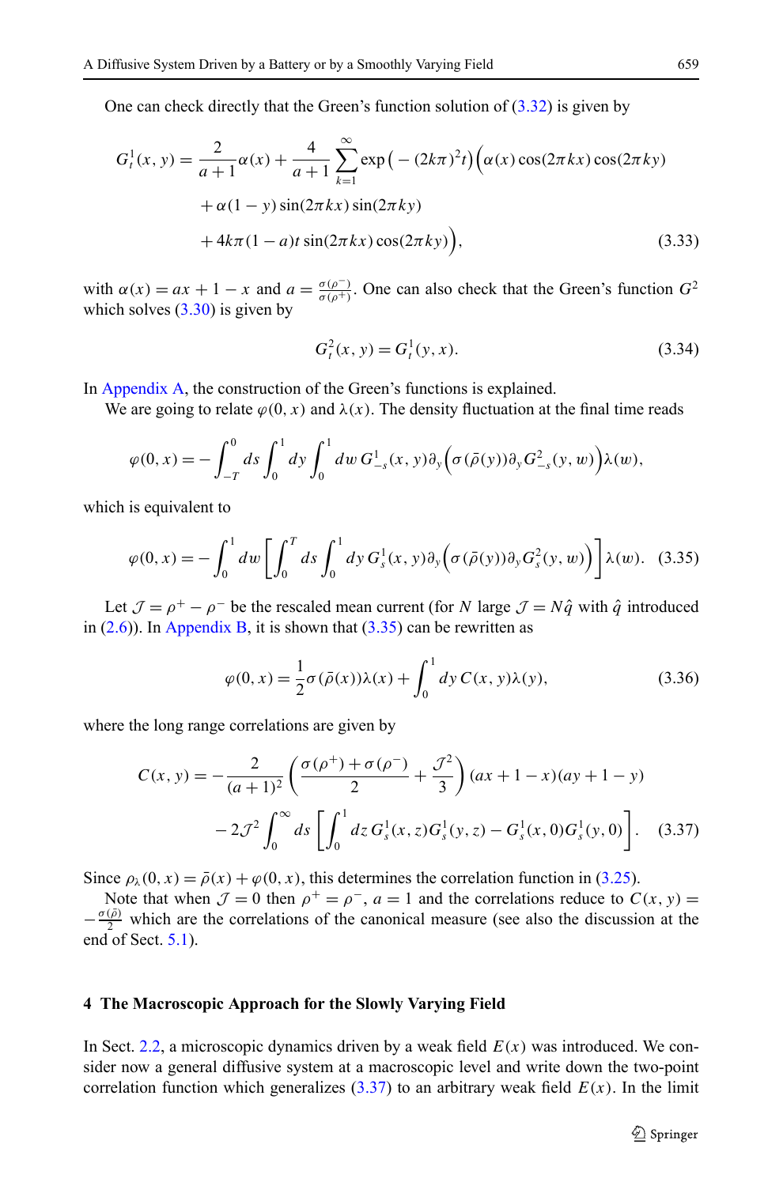One can check directly that the Green's function solution of (3.32) is given by

$$
\begin{aligned}
G_t^1(x,y) = {} & \frac{2}{a+1}\alpha(x) + \frac{4}{a+1}\sum_{k=1}^{\infty}\exp\big(-(2k\pi)^2 t\big)\Big(\alpha(x)\cos(2\pi kx)\cos(2\pi ky) \\
& + \alpha(1-y)\sin(2\pi kx)\sin(2\pi ky) \\
& + 4k\pi(1-a)t\sin(2\pi kx)\cos(2\pi ky)\Big),
\end{aligned}
\tag{3.33}
$$

with $\alpha(x) = ax + 1 - x$ and $a = \frac{\sigma(\rho^-)}{\sigma(\rho^+)}$. One can also check that the Green's function $G^2$ which solves (3.30) is given by

$$
G_t^2(x,y) = G_t^1(y,x). \tag{3.34}
$$

In Appendix A, the construction of the Green's functions is explained.

We are going to relate $\varphi(0,x)$ and $\lambda(x)$. The density fluctuation at the final time reads

$$
\varphi(0,x) = -\int_{-T}^{0} ds \int_0^1 dy \int_0^1 dw\, G_{-s}^1(x,y)\partial_y\Big(\sigma(\bar\rho(y))\partial_y G_{-s}^2(y,w)\Big)\lambda(w),
$$

which is equivalent to

$$
\varphi(0,x) = -\int_0^1 dw \left[\int_0^T ds \int_0^1 dy\, G_s^1(x,y)\partial_y\Big(\sigma(\bar\rho(y))\partial_y G_s^2(y,w)\Big)\right]\lambda(w). \tag{3.35}
$$

Let $\mathcal{J} = \rho^+ - \rho^-$ be the rescaled mean current (for $N$ large $\mathcal{J} = N\hat q$ with $\hat q$ introduced in (2.6)). In Appendix B, it is shown that (3.35) can be rewritten as

$$
\varphi(0,x) = \frac{1}{2}\sigma(\bar\rho(x))\lambda(x) + \int_0^1 dy\, C(x,y)\lambda(y), \tag{3.36}
$$

where the long range correlations are given by

$$
\begin{aligned}
C(x,y) = {} & -\frac{2}{(a+1)^2}\left(\frac{\sigma(\rho^+)+\sigma(\rho^-)}{2} + \frac{\mathcal{J}^2}{3}\right)(ax+1-x)(ay+1-y) \\
& - 2\mathcal{J}^2\int_0^\infty ds\left[\int_0^1 dz\, G_s^1(x,z)G_s^1(y,z) - G_s^1(x,0)G_s^1(y,0)\right].
\end{aligned}
\tag{3.37}
$$

Since $\rho_\lambda(0,x) = \bar\rho(x) + \varphi(0,x)$, this determines the correlation function in (3.25).

Note that when $\mathcal{J} = 0$ then $\rho^+ = \rho^-$, $a = 1$ and the correlations reduce to $C(x,y) = -\frac{\sigma(\bar\rho)}{2}$ which are the correlations of the canonical measure (see also the discussion at the end of Sect. 5.1).

## 4 The Macroscopic Approach for the Slowly Varying Field

In Sect. 2.2, a microscopic dynamics driven by a weak field $E(x)$ was introduced. We consider now a general diffusive system at a macroscopic level and write down the two-point correlation function which generalizes (3.37) to an arbitrary weak field $E(x)$. In the limit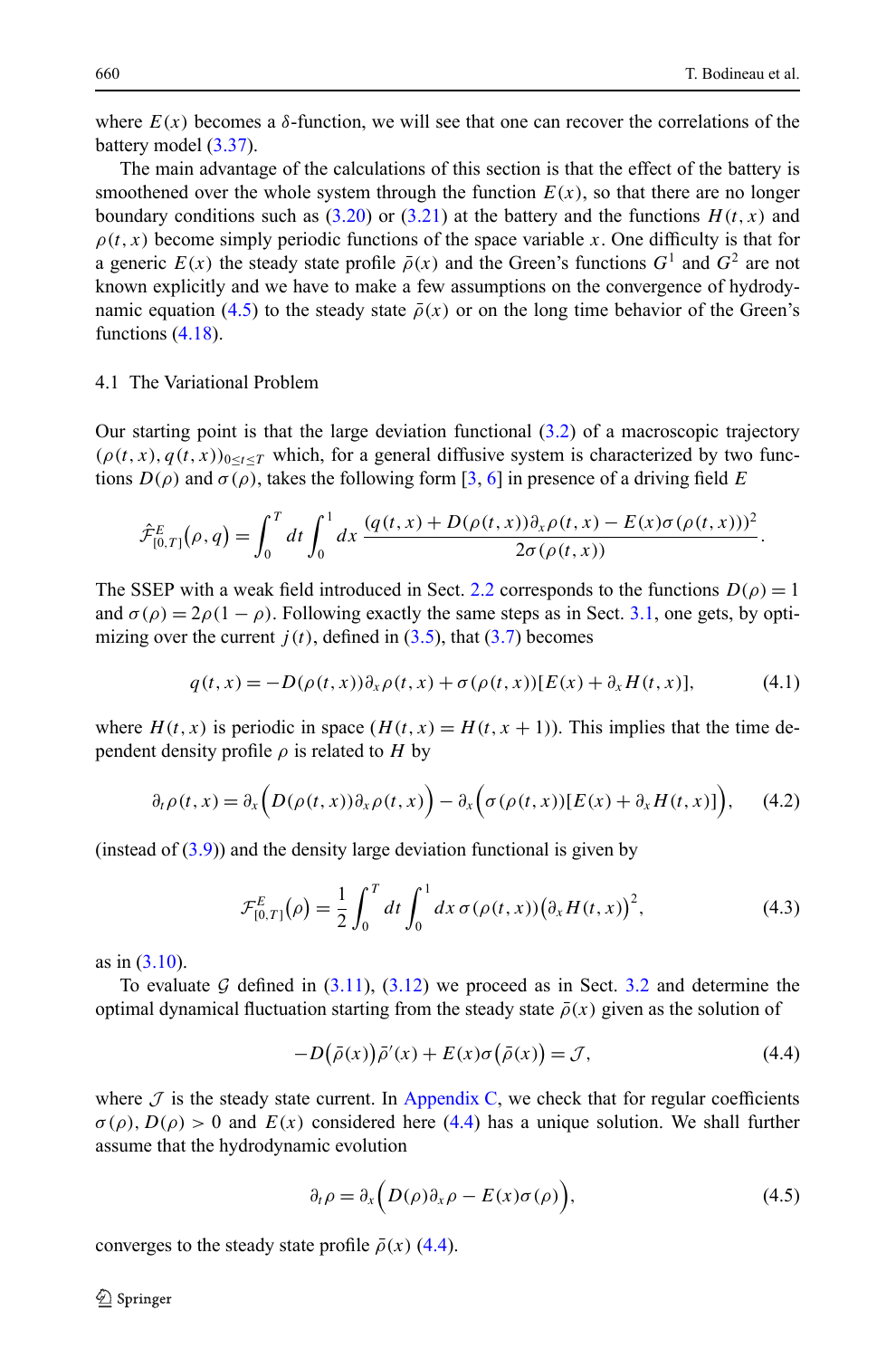where $E(x)$ becomes a $\delta$-function, we will see that one can recover the correlations of the battery model (3.37).

The main advantage of the calculations of this section is that the effect of the battery is smoothened over the whole system through the function $E(x)$, so that there are no longer boundary conditions such as (3.20) or (3.21) at the battery and the functions $H(t,x)$ and $\rho(t,x)$ become simply periodic functions of the space variable $x$. One difficulty is that for a generic $E(x)$ the steady state profile $\bar{\rho}(x)$ and the Green's functions $G^1$ and $G^2$ are not known explicitly and we have to make a few assumptions on the convergence of hydrodynamic equation (4.5) to the steady state $\bar{\rho}(x)$ or on the long time behavior of the Green's functions (4.18).

### 4.1 The Variational Problem

Our starting point is that the large deviation functional (3.2) of a macroscopic trajectory $(\rho(t,x), q(t,x))_{0\le t\le T}$ which, for a general diffusive system is characterized by two functions $D(\rho)$ and $\sigma(\rho)$, takes the following form [3, 6] in presence of a driving field $E$

$$\hat{\mathcal{F}}^E_{[0,T]}(\rho, q) = \int_0^T dt \int_0^1 dx\, \frac{(q(t,x) + D(\rho(t,x))\partial_x \rho(t,x) - E(x)\sigma(\rho(t,x)))^2}{2\sigma(\rho(t,x))}.$$

The SSEP with a weak field introduced in Sect. 2.2 corresponds to the functions $D(\rho) = 1$ and $\sigma(\rho) = 2\rho(1-\rho)$. Following exactly the same steps as in Sect. 3.1, one gets, by optimizing over the current $j(t)$, defined in (3.5), that (3.7) becomes

$$q(t,x) = -D(\rho(t,x))\partial_x \rho(t,x) + \sigma(\rho(t,x))[E(x) + \partial_x H(t,x)], \tag{4.1}$$

where $H(t,x)$ is periodic in space ($H(t,x) = H(t,x+1)$). This implies that the time dependent density profile $\rho$ is related to $H$ by

$$\partial_t \rho(t,x) = \partial_x\Big(D(\rho(t,x))\partial_x \rho(t,x)\Big) - \partial_x\Big(\sigma(\rho(t,x))[E(x) + \partial_x H(t,x)]\Big), \tag{4.2}$$

(instead of (3.9)) and the density large deviation functional is given by

$$\mathcal{F}^E_{[0,T]}(\rho) = \frac{1}{2}\int_0^T dt \int_0^1 dx\, \sigma(\rho(t,x))\big(\partial_x H(t,x)\big)^2, \tag{4.3}$$

as in (3.10).

To evaluate $\mathcal{G}$ defined in (3.11), (3.12) we proceed as in Sect. 3.2 and determine the optimal dynamical fluctuation starting from the steady state $\bar{\rho}(x)$ given as the solution of

$$-D\big(\bar{\rho}(x)\big)\bar{\rho}'(x) + E(x)\sigma\big(\bar{\rho}(x)\big) = \mathcal{J}, \tag{4.4}$$

where $\mathcal{J}$ is the steady state current. In Appendix C, we check that for regular coefficients $\sigma(\rho), D(\rho) > 0$ and $E(x)$ considered here (4.4) has a unique solution. We shall further assume that the hydrodynamic evolution

$$\partial_t \rho = \partial_x\Big(D(\rho)\partial_x \rho - E(x)\sigma(\rho)\Big), \tag{4.5}$$

converges to the steady state profile $\bar{\rho}(x)$ (4.4).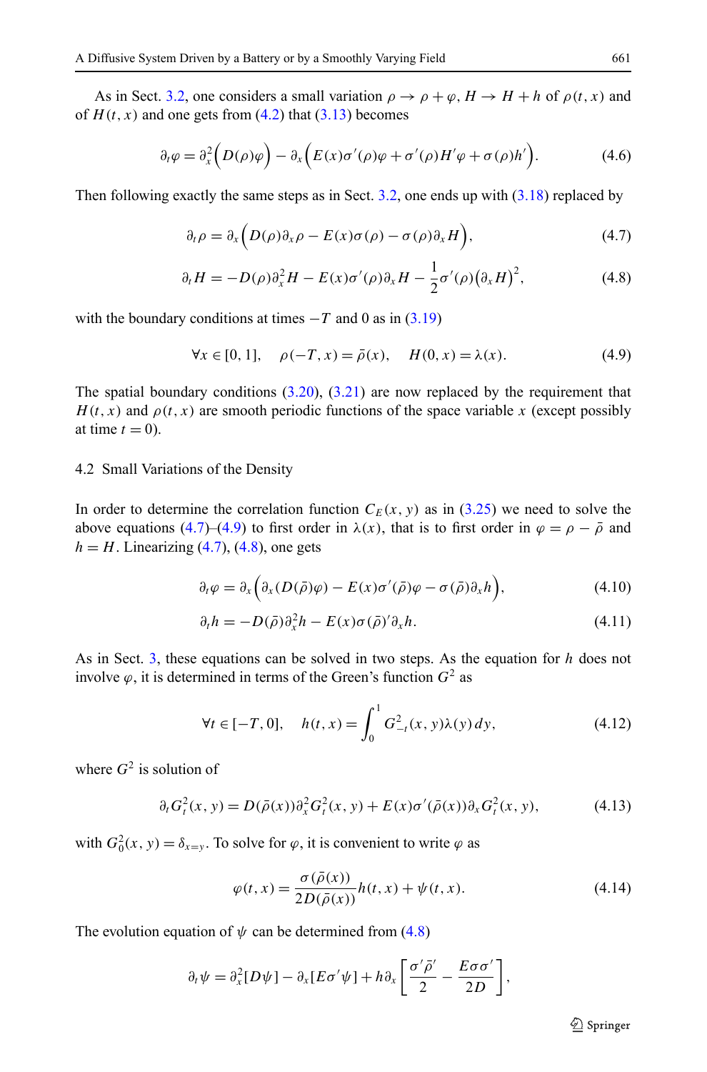As in Sect. 3.2, one considers a small variation $\rho \to \rho + \varphi$, $H \to H + h$ of $\rho(t,x)$ and of $H(t,x)$ and one gets from (4.2) that (3.13) becomes

$$\partial_t \varphi = \partial_x^2 \Big( D(\rho)\varphi \Big) - \partial_x \Big( E(x)\sigma'(\rho)\varphi + \sigma'(\rho) H' \varphi + \sigma(\rho) h' \Big). \tag{4.6}$$

Then following exactly the same steps as in Sect. 3.2, one ends up with (3.18) replaced by

$$\partial_t \rho = \partial_x \Big( D(\rho)\partial_x \rho - E(x)\sigma(\rho) - \sigma(\rho)\partial_x H \Big), \tag{4.7}$$

$$\partial_t H = -D(\rho)\partial_x^2 H - E(x)\sigma'(\rho)\partial_x H - \frac{1}{2}\sigma'(\rho)\big(\partial_x H\big)^2, \tag{4.8}$$

with the boundary conditions at times $-T$ and 0 as in (3.19)

$$\forall x \in [0,1], \quad \rho(-T,x) = \bar\rho(x), \quad H(0,x) = \lambda(x). \tag{4.9}$$

The spatial boundary conditions (3.20), (3.21) are now replaced by the requirement that $H(t,x)$ and $\rho(t,x)$ are smooth periodic functions of the space variable $x$ (except possibly at time $t=0$).

## 4.2 Small Variations of the Density

In order to determine the correlation function $C_E(x,y)$ as in (3.25) we need to solve the above equations (4.7)–(4.9) to first order in $\lambda(x)$, that is to first order in $\varphi = \rho - \bar\rho$ and $h = H$. Linearizing (4.7), (4.8), one gets

$$\partial_t \varphi = \partial_x \Big( \partial_x (D(\bar\rho)\varphi) - E(x)\sigma'(\bar\rho)\varphi - \sigma(\bar\rho)\partial_x h \Big), \tag{4.10}$$

$$\partial_t h = -D(\bar\rho)\partial_x^2 h - E(x)\sigma(\bar\rho)'\partial_x h. \tag{4.11}$$

As in Sect. 3, these equations can be solved in two steps. As the equation for $h$ does not involve $\varphi$, it is determined in terms of the Green's function $G^2$ as

$$\forall t \in [-T,0], \quad h(t,x) = \int_0^1 G^2_{-t}(x,y)\lambda(y)\,dy, \tag{4.12}$$

where $G^2$ is solution of

$$\partial_t G^2_t(x,y) = D(\bar\rho(x))\partial_x^2 G^2_t(x,y) + E(x)\sigma'(\bar\rho(x))\partial_x G^2_t(x,y), \tag{4.13}$$

with $G^2_0(x,y) = \delta_{x=y}$. To solve for $\varphi$, it is convenient to write $\varphi$ as

$$\varphi(t,x) = \frac{\sigma(\bar\rho(x))}{2D(\bar\rho(x))} h(t,x) + \psi(t,x). \tag{4.14}$$

The evolution equation of $\psi$ can be determined from (4.8)

$$\partial_t \psi = \partial_x^2 [D\psi] - \partial_x [E\sigma'\psi] + h\partial_x \left[ \frac{\sigma'\bar\rho'}{2} - \frac{E\sigma\sigma'}{2D} \right],$$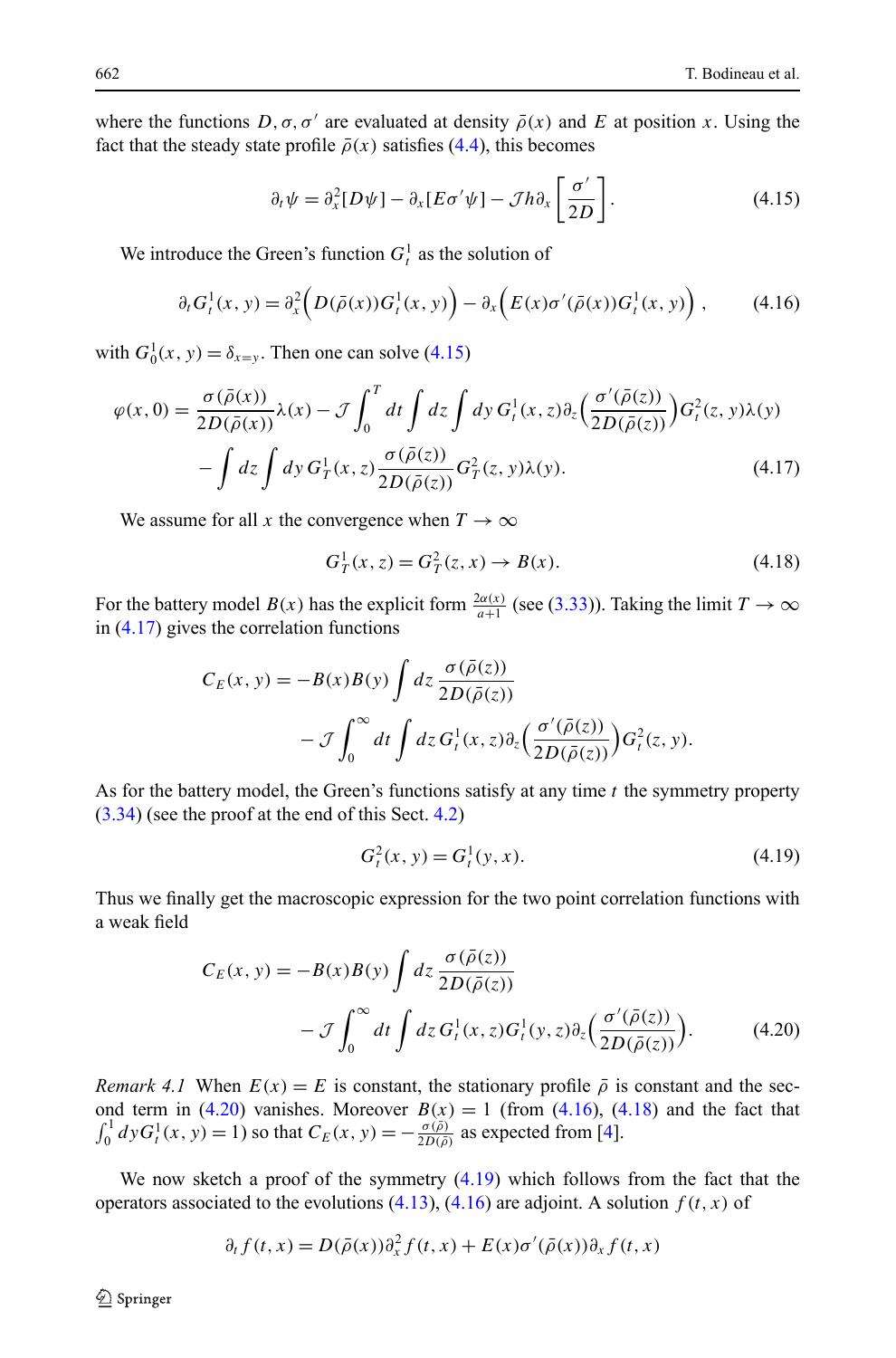where the functions $D, \sigma, \sigma'$ are evaluated at density $\bar\rho(x)$ and $E$ at position $x$. Using the fact that the steady state profile $\bar\rho(x)$ satisfies (4.4), this becomes

$$\partial_t \psi = \partial_x^2[D\psi] - \partial_x[E\sigma'\psi] - \mathcal{J} h \partial_x \left[\frac{\sigma'}{2D}\right]. \tag{4.15}$$

We introduce the Green's function $G_t^1$ as the solution of

$$\partial_t G_t^1(x,y) = \partial_x^2\Big(D(\bar\rho(x)) G_t^1(x,y)\Big) - \partial_x\Big(E(x)\sigma'(\bar\rho(x)) G_t^1(x,y)\Big), \tag{4.16}$$

with $G_0^1(x,y) = \delta_{x=y}$. Then one can solve (4.15)

$$\begin{aligned}
\varphi(x,0) = \frac{\sigma(\bar\rho(x))}{2D(\bar\rho(x))}\lambda(x) - \mathcal{J}\int_0^T dt \int dz \int dy\, G_t^1(x,z)\partial_z\Big(\frac{\sigma'(\bar\rho(z))}{2D(\bar\rho(z))}\Big) G_t^2(z,y)\lambda(y) \\
- \int dz \int dy\, G_T^1(x,z)\frac{\sigma(\bar\rho(z))}{2D(\bar\rho(z))} G_T^2(z,y)\lambda(y).
\end{aligned} \tag{4.17}$$

We assume for all $x$ the convergence when $T \to \infty$

$$G_T^1(x,z) = G_T^2(z,x) \to B(x). \tag{4.18}$$

For the battery model $B(x)$ has the explicit form $\frac{2\alpha(x)}{a+1}$ (see (3.33)). Taking the limit $T \to \infty$ in (4.17) gives the correlation functions

$$\begin{aligned}
C_E(x,y) = -B(x)B(y)\int dz\, \frac{\sigma(\bar\rho(z))}{2D(\bar\rho(z))} \\
- \mathcal{J}\int_0^\infty dt \int dz\, G_t^1(x,z)\partial_z\Big(\frac{\sigma'(\bar\rho(z))}{2D(\bar\rho(z))}\Big) G_t^2(z,y).
\end{aligned}$$

As for the battery model, the Green's functions satisfy at any time $t$ the symmetry property (3.34) (see the proof at the end of this Sect. 4.2)

$$G_t^2(x,y) = G_t^1(y,x). \tag{4.19}$$

Thus we finally get the macroscopic expression for the two point correlation functions with a weak field

$$\begin{aligned}
C_E(x,y) = -B(x)B(y)\int dz\, \frac{\sigma(\bar\rho(z))}{2D(\bar\rho(z))} \\
- \mathcal{J}\int_0^\infty dt \int dz\, G_t^1(x,z) G_t^1(y,z)\partial_z\Big(\frac{\sigma'(\bar\rho(z))}{2D(\bar\rho(z))}\Big).
\end{aligned} \tag{4.20}$$

*Remark 4.1* When $E(x) = E$ is constant, the stationary profile $\bar\rho$ is constant and the second term in (4.20) vanishes. Moreover $B(x) = 1$ (from (4.16), (4.18) and the fact that $\int_0^1 dy G_t^1(x,y) = 1$) so that $C_E(x,y) = -\frac{\sigma(\bar\rho)}{2D(\bar\rho)}$ as expected from [4].

We now sketch a proof of the symmetry (4.19) which follows from the fact that the operators associated to the evolutions (4.13), (4.16) are adjoint. A solution $f(t,x)$ of

$$\partial_t f(t,x) = D(\bar\rho(x))\partial_x^2 f(t,x) + E(x)\sigma'(\bar\rho(x))\partial_x f(t,x)$$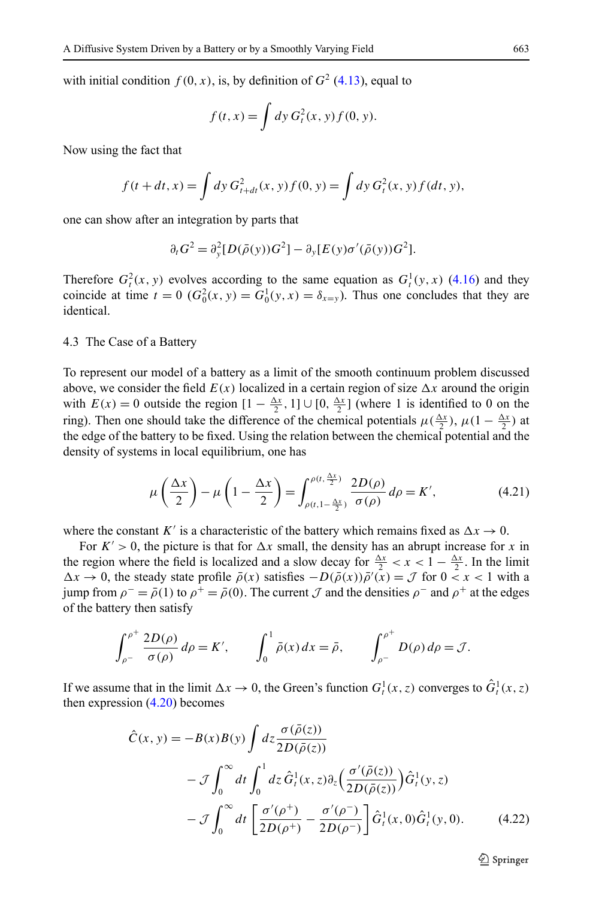with initial condition $f(0,x)$, is, by definition of $G^2$ (4.13), equal to

$$f(t,x) = \int dy\, G_t^2(x,y) f(0,y).$$

Now using the fact that

$$f(t+dt,x) = \int dy\, G_{t+dt}^2(x,y) f(0,y) = \int dy\, G_t^2(x,y) f(dt,y),$$

one can show after an integration by parts that

$$\partial_t G^2 = \partial_y^2[D(\bar{\rho}(y))G^2] - \partial_y[E(y)\sigma'(\bar{\rho}(y))G^2].$$

Therefore $G_t^2(x,y)$ evolves according to the same equation as $G_t^1(y,x)$ (4.16) and they coincide at time $t=0$ ($G_0^2(x,y) = G_0^1(y,x) = \delta_{x=y}$). Thus one concludes that they are identical.

### 4.3 The Case of a Battery

To represent our model of a battery as a limit of the smooth continuum problem discussed above, we consider the field $E(x)$ localized in a certain region of size $\Delta x$ around the origin with $E(x) = 0$ outside the region $[1 - \frac{\Delta x}{2}, 1] \cup [0, \frac{\Delta x}{2}]$ (where 1 is identified to 0 on the ring). Then one should take the difference of the chemical potentials $\mu(\frac{\Delta x}{2})$, $\mu(1 - \frac{\Delta x}{2})$ at the edge of the battery to be fixed. Using the relation between the chemical potential and the density of systems in local equilibrium, one has

$$\mu\left(\frac{\Delta x}{2}\right) - \mu\left(1 - \frac{\Delta x}{2}\right) = \int_{\rho(t, 1-\frac{\Delta x}{2})}^{\rho(t, \frac{\Delta x}{2})} \frac{2D(\rho)}{\sigma(\rho)}\, d\rho = K', \tag{4.21}$$

where the constant $K'$ is a characteristic of the battery which remains fixed as $\Delta x \to 0$.

For $K' > 0$, the picture is that for $\Delta x$ small, the density has an abrupt increase for $x$ in the region where the field is localized and a slow decay for $\frac{\Delta x}{2} < x < 1 - \frac{\Delta x}{2}$. In the limit $\Delta x \to 0$, the steady state profile $\bar{\rho}(x)$ satisfies $-D(\bar{\rho}(x))\bar{\rho}'(x) = \mathcal{J}$ for $0 < x < 1$ with a jump from $\rho^- = \bar{\rho}(1)$ to $\rho^+ = \bar{\rho}(0)$. The current $\mathcal{J}$ and the densities $\rho^-$ and $\rho^+$ at the edges of the battery then satisfy

$$\int_{\rho^-}^{\rho^+} \frac{2D(\rho)}{\sigma(\rho)}\, d\rho = K', \qquad \int_0^1 \bar{\rho}(x)\, dx = \bar{\rho}, \qquad \int_{\rho^-}^{\rho^+} D(\rho)\, d\rho = \mathcal{J}.$$

If we assume that in the limit $\Delta x \to 0$, the Green's function $G_t^1(x,z)$ converges to $\hat{G}_t^1(x,z)$ then expression (4.20) becomes

$$\begin{aligned}
\hat{C}(x,y) = &-B(x)B(y)\int dz \frac{\sigma(\bar{\rho}(z))}{2D(\bar{\rho}(z))} \\
&- \mathcal{J}\int_0^\infty dt \int_0^1 dz\, \hat{G}_t^1(x,z)\partial_z\Big(\frac{\sigma'(\bar{\rho}(z))}{2D(\bar{\rho}(z))}\Big)\hat{G}_t^1(y,z) \\
&- \mathcal{J}\int_0^\infty dt \left[\frac{\sigma'(\rho^+)}{2D(\rho^+)} - \frac{\sigma'(\rho^-)}{2D(\rho^-)}\right]\hat{G}_t^1(x,0)\hat{G}_t^1(y,0).
\end{aligned} \tag{4.22}$$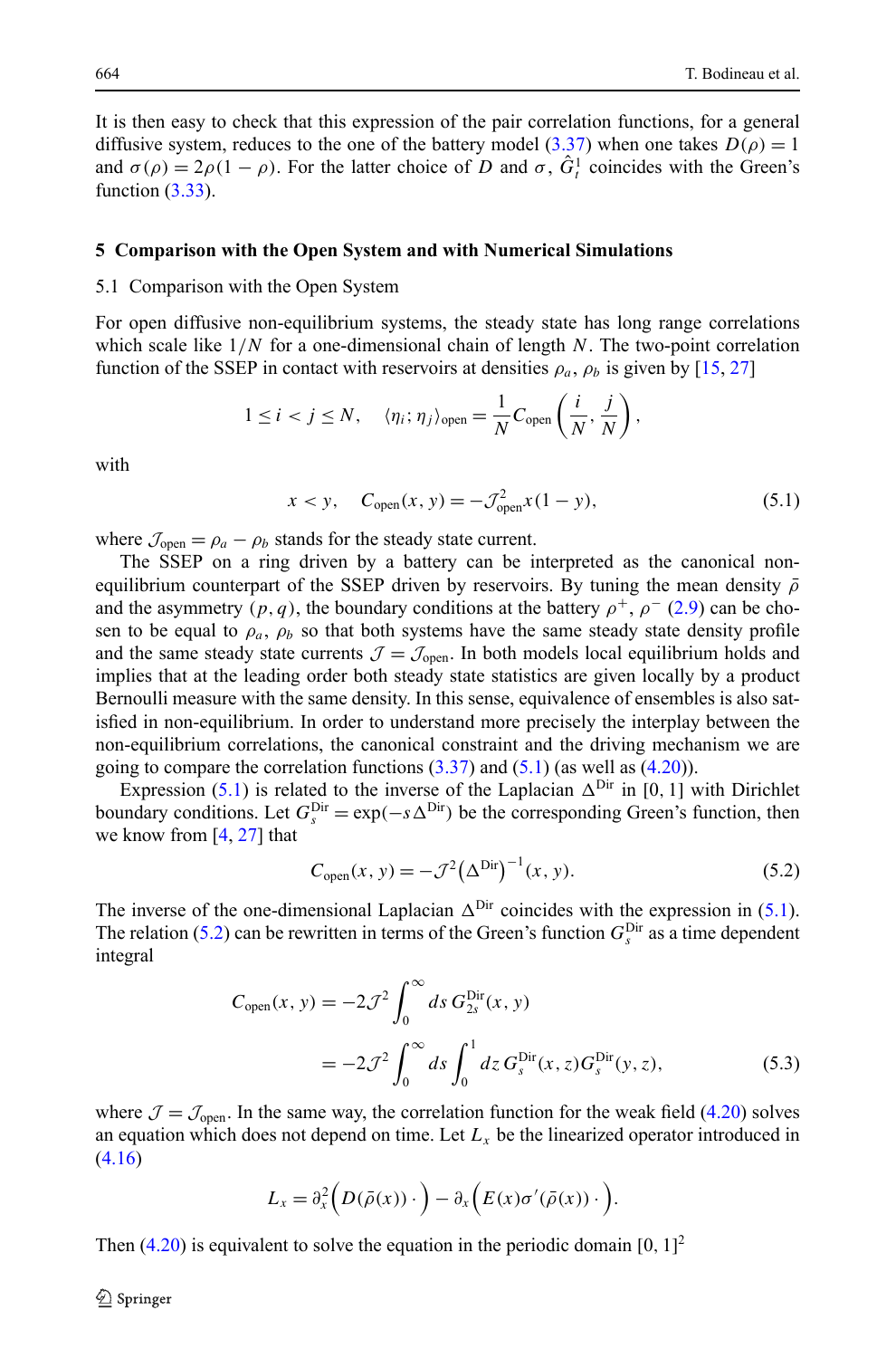It is then easy to check that this expression of the pair correlation functions, for a general diffusive system, reduces to the one of the battery model (3.37) when one takes $D(\rho) = 1$ and $\sigma(\rho) = 2\rho(1-\rho)$. For the latter choice of $D$ and $\sigma$, $\hat{G}^1_t$ coincides with the Green's function (3.33).

## 5 Comparison with the Open System and with Numerical Simulations

### 5.1 Comparison with the Open System

For open diffusive non-equilibrium systems, the steady state has long range correlations which scale like $1/N$ for a one-dimensional chain of length $N$. The two-point correlation function of the SSEP in contact with reservoirs at densities $\rho_a$, $\rho_b$ is given by [15, 27]

$$1 \le i < j \le N, \quad \langle \eta_i ; \eta_j \rangle_{\text{open}} = \frac{1}{N} C_{\text{open}}\left(\frac{i}{N}, \frac{j}{N}\right),$$

with

$$x < y, \quad C_{\text{open}}(x, y) = -\mathcal{J}_{\text{open}}^2 x(1-y), \tag{5.1}$$

where $\mathcal{J}_{\text{open}} = \rho_a - \rho_b$ stands for the steady state current.

The SSEP on a ring driven by a battery can be interpreted as the canonical non-equilibrium counterpart of the SSEP driven by reservoirs. By tuning the mean density $\bar{\rho}$ and the asymmetry $(p, q)$, the boundary conditions at the battery $\rho^+$, $\rho^-$ (2.9) can be chosen to be equal to $\rho_a$, $\rho_b$ so that both systems have the same steady state density profile and the same steady state currents $\mathcal{J} = \mathcal{J}_{\text{open}}$. In both models local equilibrium holds and implies that at the leading order both steady state statistics are given locally by a product Bernoulli measure with the same density. In this sense, equivalence of ensembles is also satisfied in non-equilibrium. In order to understand more precisely the interplay between the non-equilibrium correlations, the canonical constraint and the driving mechanism we are going to compare the correlation functions (3.37) and (5.1) (as well as (4.20)).

Expression (5.1) is related to the inverse of the Laplacian $\Delta^{\text{Dir}}$ in $[0, 1]$ with Dirichlet boundary conditions. Let $G_s^{\text{Dir}} = \exp(-s \Delta^{\text{Dir}})$ be the corresponding Green's function, then we know from [4, 27] that

$$C_{\text{open}}(x, y) = -\mathcal{J}^2 \left(\Delta^{\text{Dir}}\right)^{-1}(x, y). \tag{5.2}$$

The inverse of the one-dimensional Laplacian $\Delta^{\text{Dir}}$ coincides with the expression in (5.1). The relation (5.2) can be rewritten in terms of the Green's function $G_s^{\text{Dir}}$ as a time dependent integral

$$\begin{aligned} C_{\text{open}}(x, y) &= -2\mathcal{J}^2 \int_0^\infty ds\, G_{2s}^{\text{Dir}}(x, y) \\ &= -2\mathcal{J}^2 \int_0^\infty ds \int_0^1 dz\, G_s^{\text{Dir}}(x, z) G_s^{\text{Dir}}(y, z), \end{aligned} \tag{5.3}$$

where $\mathcal{J} = \mathcal{J}_{\text{open}}$. In the same way, the correlation function for the weak field (4.20) solves an equation which does not depend on time. Let $L_x$ be the linearized operator introduced in (4.16)

$$L_x = \partial_x^2 \Big( D(\bar{\rho}(x)) \,\cdot \Big) - \partial_x \Big( E(x) \sigma'(\bar{\rho}(x)) \,\cdot \Big).$$

Then (4.20) is equivalent to solve the equation in the periodic domain $[0, 1]^2$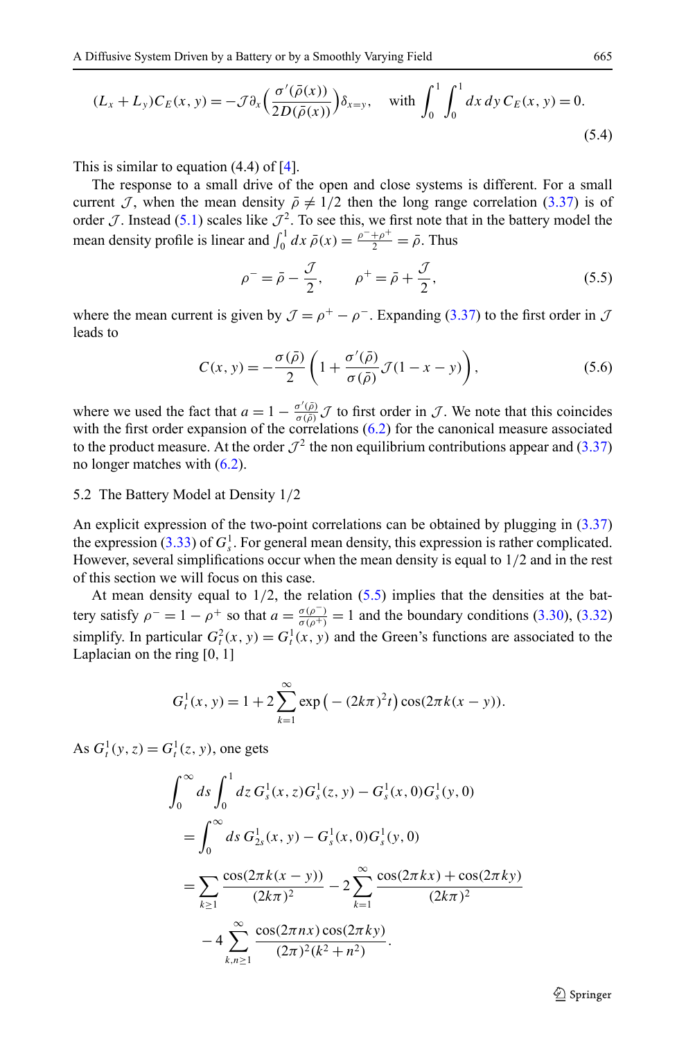$$(L_x + L_y) C_E(x,y) = -\mathcal{J} \partial_x \Big( \frac{\sigma'(\bar\rho(x))}{2D(\bar\rho(x))} \Big) \delta_{x=y}, \quad \text{with } \int_0^1 \int_0^1 dx\, dy\, C_E(x,y) = 0. \tag{5.4}$$

This is similar to equation (4.4) of [4].

The response to a small drive of the open and close systems is different. For a small current $\mathcal{J}$, when the mean density $\bar\rho \neq 1/2$ then the long range correlation (3.37) is of order $\mathcal{J}$. Instead (5.1) scales like $\mathcal{J}^2$. To see this, we first note that in the battery model the mean density profile is linear and $\int_0^1 dx\, \bar\rho(x) = \frac{\rho^- + \rho^+}{2} = \bar\rho$. Thus

$$\rho^- = \bar\rho - \frac{\mathcal{J}}{2}, \qquad \rho^+ = \bar\rho + \frac{\mathcal{J}}{2}, \tag{5.5}$$

where the mean current is given by $\mathcal{J} = \rho^+ - \rho^-$. Expanding (3.37) to the first order in $\mathcal{J}$ leads to

$$C(x,y) = -\frac{\sigma(\bar\rho)}{2} \left( 1 + \frac{\sigma'(\bar\rho)}{\sigma(\bar\rho)} \mathcal{J}(1 - x - y) \right), \tag{5.6}$$

where we used the fact that $a = 1 - \frac{\sigma'(\bar\rho)}{\sigma(\bar\rho)} \mathcal{J}$ to first order in $\mathcal{J}$. We note that this coincides with the first order expansion of the correlations (6.2) for the canonical measure associated to the product measure. At the order $\mathcal{J}^2$ the non equilibrium contributions appear and (3.37) no longer matches with (6.2).

### 5.2 The Battery Model at Density 1/2

An explicit expression of the two-point correlations can be obtained by plugging in (3.37) the expression (3.33) of $G_s^1$. For general mean density, this expression is rather complicated. However, several simplifications occur when the mean density is equal to 1/2 and in the rest of this section we will focus on this case.

At mean density equal to 1/2, the relation (5.5) implies that the densities at the battery satisfy $\rho^- = 1 - \rho^+$ so that $a = \frac{\sigma(\rho^-)}{\sigma(\rho^+)} = 1$ and the boundary conditions (3.30), (3.32) simplify. In particular $G_t^2(x,y) = G_t^1(x,y)$ and the Green's functions are associated to the Laplacian on the ring $[0,1]$

$$G_t^1(x,y) = 1 + 2 \sum_{k=1}^{\infty} \exp\big( -(2k\pi)^2 t \big) \cos(2\pi k(x-y)).$$

As $G_t^1(y,z) = G_t^1(z,y)$, one gets

$$\begin{aligned}
&\int_0^\infty ds \int_0^1 dz\, G_s^1(x,z) G_s^1(z,y) - G_s^1(x,0) G_s^1(y,0) \\
&= \int_0^\infty ds\, G_{2s}^1(x,y) - G_s^1(x,0) G_s^1(y,0) \\
&= \sum_{k \geq 1} \frac{\cos(2\pi k(x-y))}{(2k\pi)^2} - 2 \sum_{k=1}^{\infty} \frac{\cos(2\pi kx) + \cos(2\pi ky)}{(2k\pi)^2} \\
&\quad - 4 \sum_{k,n \geq 1}^{\infty} \frac{\cos(2\pi nx)\cos(2\pi ky)}{(2\pi)^2 (k^2 + n^2)}.
\end{aligned}$$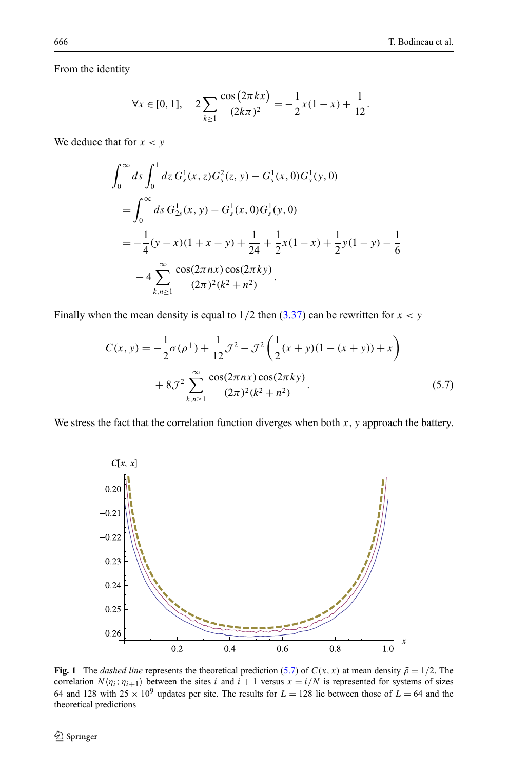From the identity

$$\forall x \in [0,1], \quad 2\sum_{k\geq 1} \frac{\cos\left(2\pi k x\right)}{(2k\pi)^2} = -\frac{1}{2}x(1-x) + \frac{1}{12}.$$

We deduce that for $x < y$

$$\begin{aligned}
&\int_0^\infty ds \int_0^1 dz\, G_s^1(x,z) G_s^2(z,y) - G_s^1(x,0) G_s^1(y,0) \\
&= \int_0^\infty ds\, G_{2s}^1(x,y) - G_s^1(x,0) G_s^1(y,0) \\
&= -\frac{1}{4}(y-x)(1+x-y) + \frac{1}{24} + \frac{1}{2}x(1-x) + \frac{1}{2}y(1-y) - \frac{1}{6} \\
&\quad - 4\sum_{k,n\geq 1}^{\infty} \frac{\cos(2\pi n x)\cos(2\pi k y)}{(2\pi)^2(k^2+n^2)}.
\end{aligned}$$

Finally when the mean density is equal to 1/2 then (3.37) can be rewritten for $x < y$

$$\begin{aligned}
C(x,y) = &-\frac{1}{2}\sigma(\rho^+) + \frac{1}{12}\mathcal{J}^2 - \mathcal{J}^2\left(\frac{1}{2}(x+y)(1-(x+y)) + x\right) \\
&+ 8\mathcal{J}^2 \sum_{k,n\geq 1}^{\infty} \frac{\cos(2\pi n x)\cos(2\pi k y)}{(2\pi)^2(k^2+n^2)}.
\end{aligned} \tag{5.7}$$

We stress the fact that the correlation function diverges when both $x, y$ approach the battery.

**Fig. 1** The *dashed line* represents the theoretical prediction (5.7) of $C(x,x)$ at mean density $\bar{\rho} = 1/2$. The correlation $N\langle \eta_i ; \eta_{i+1} \rangle$ between the sites $i$ and $i+1$ versus $x = i/N$ is represented for systems of sizes 64 and 128 with $25 \times 10^9$ updates per site. The results for $L = 128$ lie between those of $L = 64$ and the theoretical predictions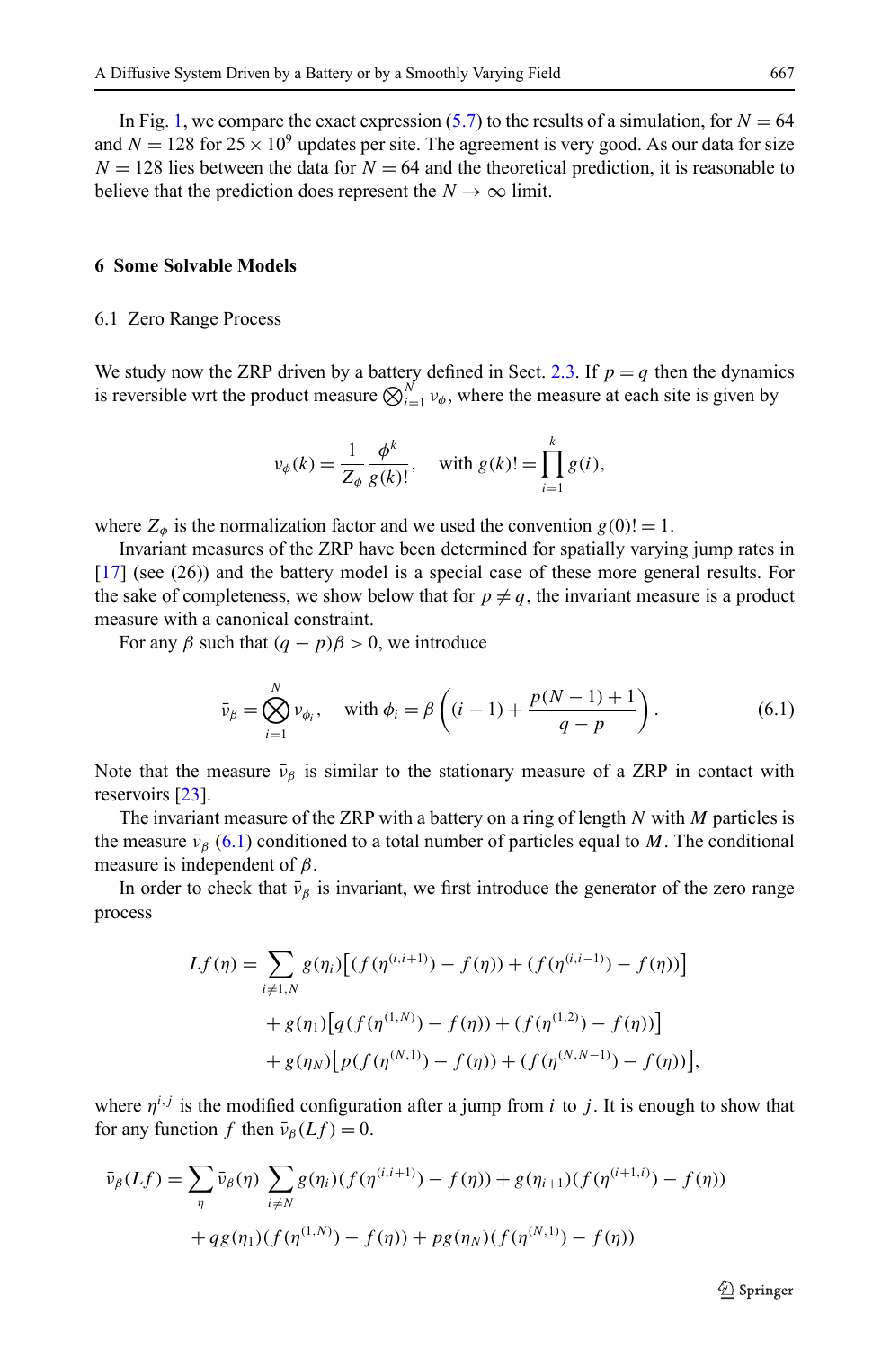In Fig. 1, we compare the exact expression (5.7) to the results of a simulation, for $N = 64$ and $N = 128$ for $25 \times 10^9$ updates per site. The agreement is very good. As our data for size $N = 128$ lies between the data for $N = 64$ and the theoretical prediction, it is reasonable to believe that the prediction does represent the $N \to \infty$ limit.

## 6 Some Solvable Models

### 6.1 Zero Range Process

We study now the ZRP driven by a battery defined in Sect. 2.3. If $p = q$ then the dynamics is reversible wrt the product measure $\bigotimes_{i=1}^{N} \nu_\phi$, where the measure at each site is given by

$$\nu_\phi(k) = \frac{1}{Z_\phi} \frac{\phi^k}{g(k)!}, \quad \text{with } g(k)! = \prod_{i=1}^{k} g(i),$$

where $Z_\phi$ is the normalization factor and we used the convention $g(0)! = 1$.

Invariant measures of the ZRP have been determined for spatially varying jump rates in [17] (see (26)) and the battery model is a special case of these more general results. For the sake of completeness, we show below that for $p \neq q$, the invariant measure is a product measure with a canonical constraint.

For any $\beta$ such that $(q - p)\beta > 0$, we introduce

$$\bar{\nu}_\beta = \bigotimes_{i=1}^{N} \nu_{\phi_i}, \quad \text{with } \phi_i = \beta \left( (i-1) + \frac{p(N-1)+1}{q-p} \right). \tag{6.1}$$

Note that the measure $\bar{\nu}_\beta$ is similar to the stationary measure of a ZRP in contact with reservoirs [23].

The invariant measure of the ZRP with a battery on a ring of length $N$ with $M$ particles is the measure $\bar{\nu}_\beta$ (6.1) conditioned to a total number of particles equal to $M$. The conditional measure is independent of $\beta$.

In order to check that $\bar{\nu}_\beta$ is invariant, we first introduce the generator of the zero range process

$$\begin{aligned}
Lf(\eta) = &\sum_{i \neq 1,N} g(\eta_i)\big[(f(\eta^{(i,i+1)}) - f(\eta)) + (f(\eta^{(i,i-1)}) - f(\eta))\big] \\
&+ g(\eta_1)\big[q(f(\eta^{(1,N)}) - f(\eta)) + (f(\eta^{(1,2)}) - f(\eta))\big] \\
&+ g(\eta_N)\big[p(f(\eta^{(N,1)}) - f(\eta)) + (f(\eta^{(N,N-1)}) - f(\eta))\big],
\end{aligned}$$

where $\eta^{i,j}$ is the modified configuration after a jump from $i$ to $j$. It is enough to show that for any function $f$ then $\bar{\nu}_\beta(Lf) = 0$.

$$\begin{aligned}
\bar{\nu}_\beta(Lf) = &\sum_\eta \bar{\nu}_\beta(\eta) \sum_{i \neq N} g(\eta_i)(f(\eta^{(i,i+1)}) - f(\eta)) + g(\eta_{i+1})(f(\eta^{(i+1,i)}) - f(\eta)) \\
&+ q g(\eta_1)(f(\eta^{(1,N)}) - f(\eta)) + p g(\eta_N)(f(\eta^{(N,1)}) - f(\eta))
\end{aligned}$$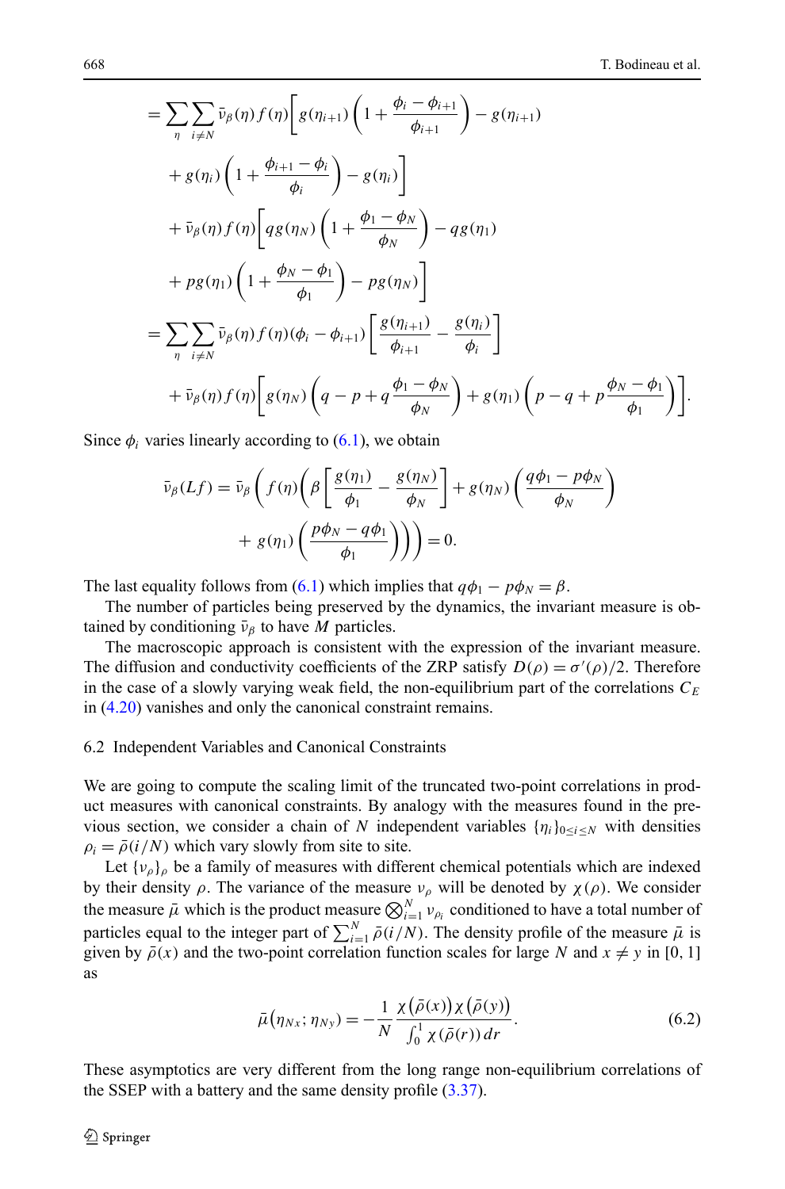$$
\begin{aligned}
&= \sum_{\eta} \sum_{i \neq N} \bar{\nu}_\beta(\eta) f(\eta) \bigg[ g(\eta_{i+1}) \left( 1 + \frac{\phi_i - \phi_{i+1}}{\phi_{i+1}} \right) - g(\eta_{i+1}) \\
&\quad + g(\eta_i) \left( 1 + \frac{\phi_{i+1} - \phi_i}{\phi_i} \right) - g(\eta_i) \bigg] \\
&\quad + \bar{\nu}_\beta(\eta) f(\eta) \bigg[ q g(\eta_N) \left( 1 + \frac{\phi_1 - \phi_N}{\phi_N} \right) - q g(\eta_1) \\
&\quad + p g(\eta_1) \left( 1 + \frac{\phi_N - \phi_1}{\phi_1} \right) - p g(\eta_N) \bigg] \\
&= \sum_{\eta} \sum_{i \neq N} \bar{\nu}_\beta(\eta) f(\eta) (\phi_i - \phi_{i+1}) \left[ \frac{g(\eta_{i+1})}{\phi_{i+1}} - \frac{g(\eta_i)}{\phi_i} \right] \\
&\quad + \bar{\nu}_\beta(\eta) f(\eta) \bigg[ g(\eta_N) \left( q - p + q \frac{\phi_1 - \phi_N}{\phi_N} \right) + g(\eta_1) \left( p - q + p \frac{\phi_N - \phi_1}{\phi_1} \right) \bigg].
\end{aligned}
$$

Since $\phi_i$ varies linearly according to (6.1), we obtain

$$
\begin{aligned}
\bar{\nu}_\beta(Lf) = \bar{\nu}_\beta \bigg( f(\eta) \bigg( \beta \left[ \frac{g(\eta_1)}{\phi_1} - \frac{g(\eta_N)}{\phi_N} \right] + g(\eta_N) \left( \frac{q\phi_1 - p\phi_N}{\phi_N} \right) \\
+ \; g(\eta_1) \left( \frac{p\phi_N - q\phi_1}{\phi_1} \right) \bigg) \bigg) = 0.
\end{aligned}
$$

The last equality follows from (6.1) which implies that $q\phi_1 - p\phi_N = \beta$.

The number of particles being preserved by the dynamics, the invariant measure is obtained by conditioning $\bar{\nu}_\beta$ to have $M$ particles.

The macroscopic approach is consistent with the expression of the invariant measure. The diffusion and conductivity coefficients of the ZRP satisfy $D(\rho) = \sigma'(\rho)/2$. Therefore in the case of a slowly varying weak field, the non-equilibrium part of the correlations $C_E$ in (4.20) vanishes and only the canonical constraint remains.

### 6.2 Independent Variables and Canonical Constraints

We are going to compute the scaling limit of the truncated two-point correlations in product measures with canonical constraints. By analogy with the measures found in the previous section, we consider a chain of $N$ independent variables $\{\eta_i\}_{0 \le i \le N}$ with densities $\rho_i = \bar{\rho}(i/N)$ which vary slowly from site to site.

Let $\{\nu_\rho\}_\rho$ be a family of measures with different chemical potentials which are indexed by their density $\rho$. The variance of the measure $\nu_\rho$ will be denoted by $\chi(\rho)$. We consider the measure $\bar{\mu}$ which is the product measure $\bigotimes_{i=1}^N \nu_{\rho_i}$ conditioned to have a total number of particles equal to the integer part of $\sum_{i=1}^N \bar{\rho}(i/N)$. The density profile of the measure $\bar{\mu}$ is given by $\bar{\rho}(x)$ and the two-point correlation function scales for large $N$ and $x \neq y$ in $[0, 1]$ as

$$
\bar{\mu}\big(\eta_{Nx}; \eta_{Ny}\big) = -\frac{1}{N} \frac{\chi\big(\bar{\rho}(x)\big)\chi\big(\bar{\rho}(y)\big)}{\int_0^1 \chi(\bar{\rho}(r))\, dr}. \tag{6.2}
$$

These asymptotics are very different from the long range non-equilibrium correlations of the SSEP with a battery and the same density profile (3.37).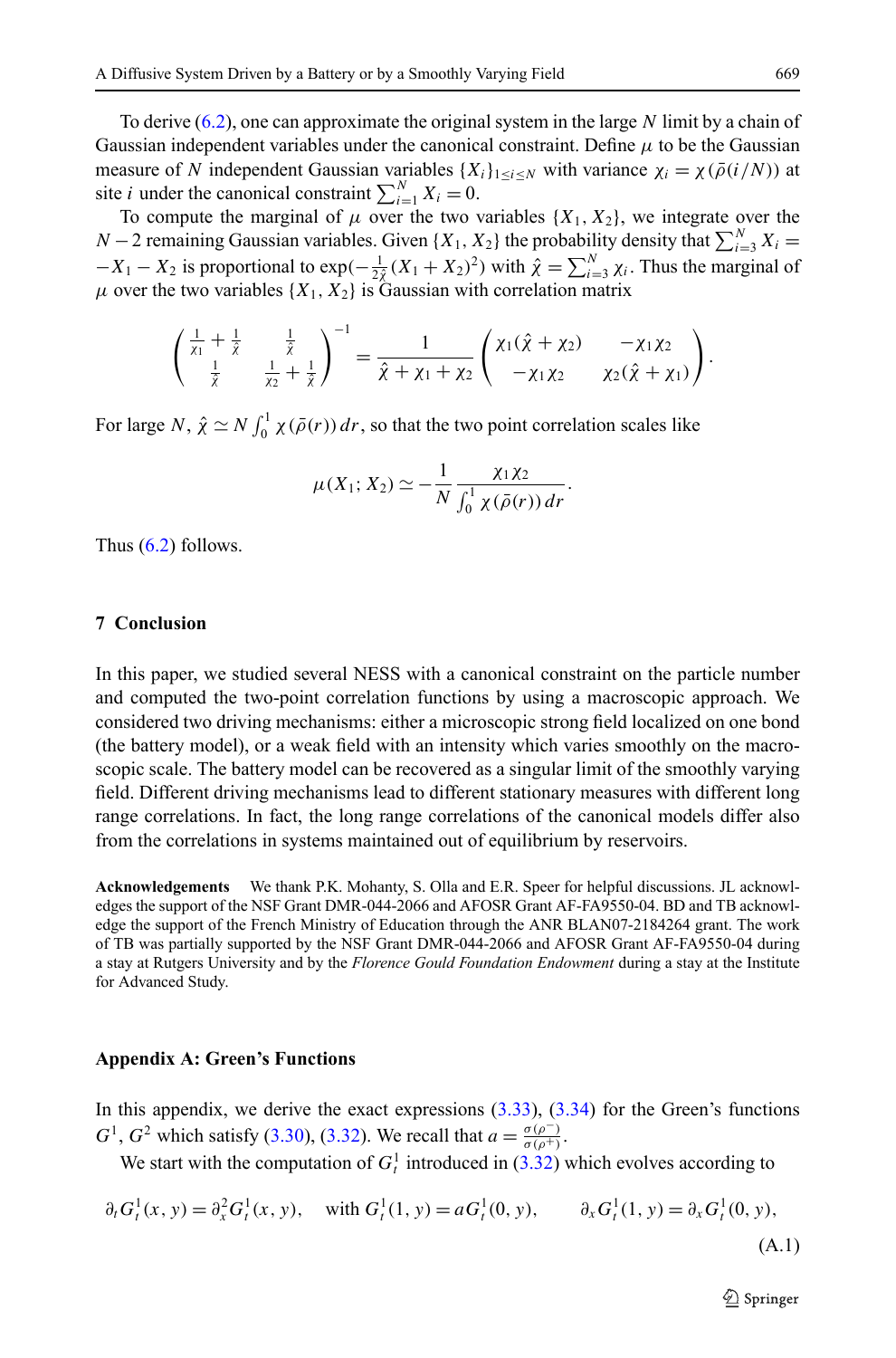To derive (6.2), one can approximate the original system in the large $N$ limit by a chain of Gaussian independent variables under the canonical constraint. Define $\mu$ to be the Gaussian measure of $N$ independent Gaussian variables $\{X_i\}_{1\leq i\leq N}$ with variance $\chi_i = \chi(\bar\rho(i/N))$ at site $i$ under the canonical constraint $\sum_{i=1}^N X_i = 0$.

To compute the marginal of $\mu$ over the two variables $\{X_1, X_2\}$, we integrate over the $N-2$ remaining Gaussian variables. Given $\{X_1, X_2\}$ the probability density that $\sum_{i=3}^N X_i = -X_1 - X_2$ is proportional to $\exp(-\frac{1}{2\hat\chi}(X_1+X_2)^2)$ with $\hat\chi = \sum_{i=3}^N \chi_i$. Thus the marginal of $\mu$ over the two variables $\{X_1, X_2\}$ is Gaussian with correlation matrix

$$
\begin{pmatrix} \frac{1}{\chi_1} + \frac{1}{\hat\chi} & \frac{1}{\hat\chi} \\ \frac{1}{\hat\chi} & \frac{1}{\chi_2} + \frac{1}{\hat\chi} \end{pmatrix}^{-1} = \frac{1}{\hat\chi + \chi_1 + \chi_2} \begin{pmatrix} \chi_1(\hat\chi + \chi_2) & -\chi_1\chi_2 \\ -\chi_1\chi_2 & \chi_2(\hat\chi + \chi_1) \end{pmatrix}.
$$

For large $N$, $\hat\chi \simeq N\int_0^1 \chi(\bar\rho(r))\,dr$, so that the two point correlation scales like

$$
\mu(X_1; X_2) \simeq -\frac{1}{N}\frac{\chi_1\chi_2}{\int_0^1 \chi(\bar\rho(r))\,dr}.
$$

Thus (6.2) follows.

## 7 Conclusion

In this paper, we studied several NESS with a canonical constraint on the particle number and computed the two-point correlation functions by using a macroscopic approach. We considered two driving mechanisms: either a microscopic strong field localized on one bond (the battery model), or a weak field with an intensity which varies smoothly on the macroscopic scale. The battery model can be recovered as a singular limit of the smoothly varying field. Different driving mechanisms lead to different stationary measures with different long range correlations. In fact, the long range correlations of the canonical models differ also from the correlations in systems maintained out of equilibrium by reservoirs.

**Acknowledgements** We thank P.K. Mohanty, S. Olla and E.R. Speer for helpful discussions. JL acknowledges the support of the NSF Grant DMR-044-2066 and AFOSR Grant AF-FA9550-04. BD and TB acknowledge the support of the French Ministry of Education through the ANR BLAN07-2184264 grant. The work of TB was partially supported by the NSF Grant DMR-044-2066 and AFOSR Grant AF-FA9550-04 during a stay at Rutgers University and by the *Florence Gould Foundation Endowment* during a stay at the Institute for Advanced Study.

### Appendix A: Green's Functions

In this appendix, we derive the exact expressions (3.33), (3.34) for the Green's functions $G^1$, $G^2$ which satisfy (3.30), (3.32). We recall that $a = \frac{\sigma(\rho^-)}{\sigma(\rho^+)}$.

We start with the computation of $G_t^1$ introduced in (3.32) which evolves according to

$$
\partial_t G_t^1(x,y) = \partial_x^2 G_t^1(x,y), \quad \text{with } G_t^1(1,y) = a G_t^1(0,y), \qquad \partial_x G_t^1(1,y) = \partial_x G_t^1(0,y),
\tag{A.1}
$$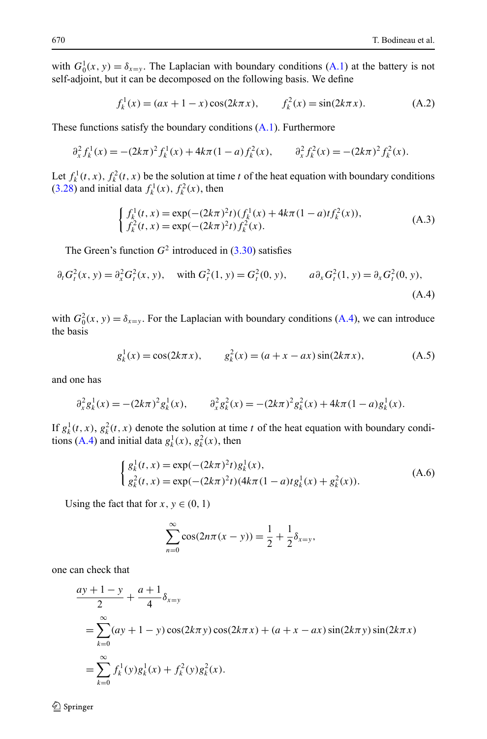with $G^1_0(x,y) = \delta_{x=y}$. The Laplacian with boundary conditions (A.1) at the battery is not self-adjoint, but it can be decomposed on the following basis. We define

$$f^1_k(x) = (ax + 1 - x)\cos(2k\pi x), \qquad f^2_k(x) = \sin(2k\pi x). \tag{A.2}$$

These functions satisfy the boundary conditions (A.1). Furthermore

$$\partial^2_x f^1_k(x) = -(2k\pi)^2 f^1_k(x) + 4k\pi(1-a) f^2_k(x), \qquad \partial^2_x f^2_k(x) = -(2k\pi)^2 f^2_k(x).$$

Let $f^1_k(t,x)$, $f^2_k(t,x)$ be the solution at time $t$ of the heat equation with boundary conditions (3.28) and initial data $f^1_k(x)$, $f^2_k(x)$, then

$$\begin{cases} f^1_k(t,x) = \exp(-(2k\pi)^2 t)(f^1_k(x) + 4k\pi(1-a)t f^2_k(x)), \\ f^2_k(t,x) = \exp(-(2k\pi)^2 t) f^2_k(x). \end{cases} \tag{A.3}$$

The Green's function $G^2$ introduced in (3.30) satisfies

$$\partial_t G^2_t(x,y) = \partial^2_x G^2_t(x,y), \quad \text{with } G^2_t(1,y) = G^2_t(0,y), \qquad a\partial_x G^2_t(1,y) = \partial_x G^2_t(0,y), \tag{A.4}$$

with $G^2_0(x,y) = \delta_{x=y}$. For the Laplacian with boundary conditions (A.4), we can introduce the basis

$$g^1_k(x) = \cos(2k\pi x), \qquad g^2_k(x) = (a + x - ax)\sin(2k\pi x), \tag{A.5}$$

and one has

$$\partial^2_x g^1_k(x) = -(2k\pi)^2 g^1_k(x), \qquad \partial^2_x g^2_k(x) = -(2k\pi)^2 g^2_k(x) + 4k\pi(1-a) g^1_k(x).$$

If $g^1_k(t,x)$, $g^2_k(t,x)$ denote the solution at time $t$ of the heat equation with boundary conditions (A.4) and initial data $g^1_k(x)$, $g^2_k(x)$, then

$$\begin{cases} g^1_k(t,x) = \exp(-(2k\pi)^2 t) g^1_k(x), \\ g^2_k(t,x) = \exp(-(2k\pi)^2 t)(4k\pi(1-a)t g^1_k(x) + g^2_k(x)). \end{cases} \tag{A.6}$$

Using the fact that for $x, y \in (0,1)$

$$\sum_{n=0}^{\infty} \cos(2n\pi(x-y)) = \frac{1}{2} + \frac{1}{2}\delta_{x=y},$$

one can check that

$$\begin{aligned} &\frac{ay + 1 - y}{2} + \frac{a+1}{4}\delta_{x=y} \\ &= \sum_{k=0}^{\infty} (ay + 1 - y)\cos(2k\pi y)\cos(2k\pi x) + (a + x - ax)\sin(2k\pi y)\sin(2k\pi x) \\ &= \sum_{k=0}^{\infty} f^1_k(y) g^1_k(x) + f^2_k(y) g^2_k(x). \end{aligned}$$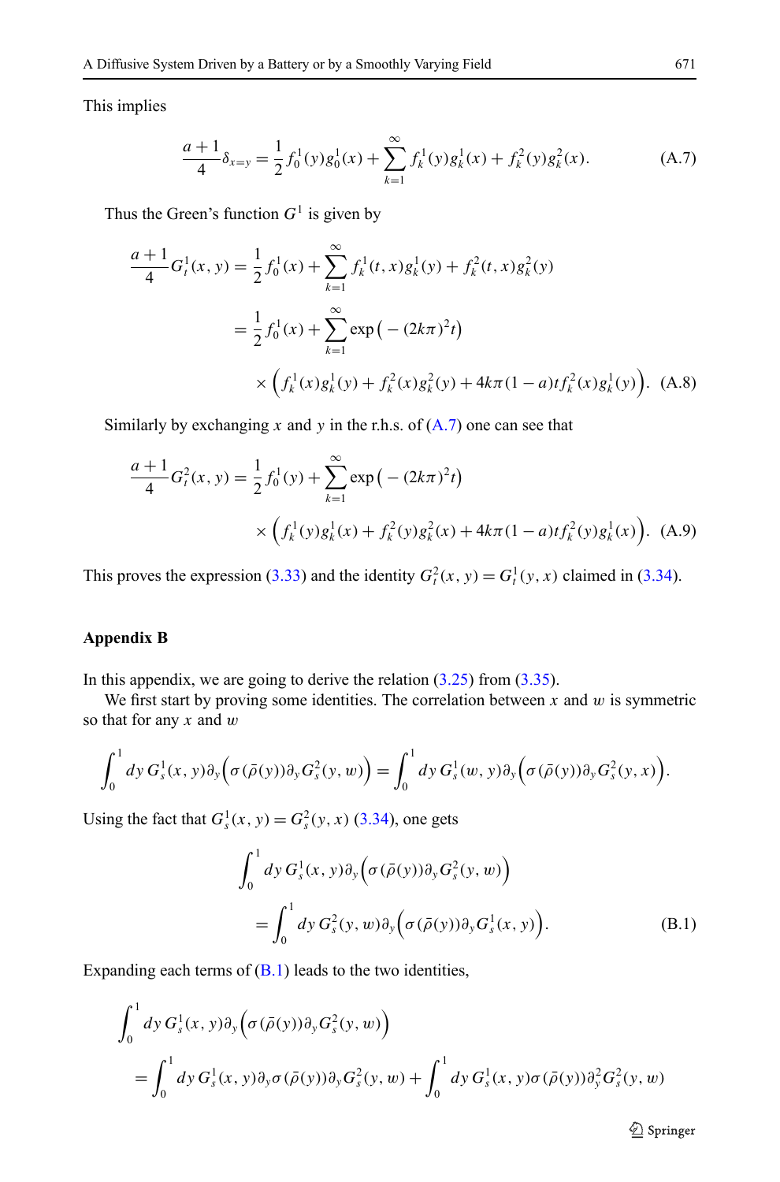This implies

$$\frac{a+1}{4}\delta_{x=y} = \frac{1}{2} f_0^1(y) g_0^1(x) + \sum_{k=1}^{\infty} f_k^1(y) g_k^1(x) + f_k^2(y) g_k^2(x). \tag{A.7}$$

Thus the Green's function $G^1$ is given by

$$\begin{aligned}
\frac{a+1}{4} G_t^1(x,y) &= \frac{1}{2} f_0^1(x) + \sum_{k=1}^{\infty} f_k^1(t,x) g_k^1(y) + f_k^2(t,x) g_k^2(y) \\
&= \frac{1}{2} f_0^1(x) + \sum_{k=1}^{\infty} \exp\big(-(2k\pi)^2 t\big) \\
&\quad \times \Big( f_k^1(x) g_k^1(y) + f_k^2(x) g_k^2(y) + 4k\pi(1-a) t f_k^2(x) g_k^1(y) \Big).
\end{aligned} \tag{A.8}$$

Similarly by exchanging $x$ and $y$ in the r.h.s. of (A.7) one can see that

$$\begin{aligned}
\frac{a+1}{4} G_t^2(x,y) &= \frac{1}{2} f_0^1(y) + \sum_{k=1}^{\infty} \exp\big(-(2k\pi)^2 t\big) \\
&\quad \times \Big( f_k^1(y) g_k^1(x) + f_k^2(y) g_k^2(x) + 4k\pi(1-a) t f_k^2(y) g_k^1(x) \Big).
\end{aligned} \tag{A.9}$$

This proves the expression (3.33) and the identity $G_t^2(x,y) = G_t^1(y,x)$ claimed in (3.34).

## Appendix B

In this appendix, we are going to derive the relation (3.25) from (3.35).

We first start by proving some identities. The correlation between $x$ and $w$ is symmetric so that for any $x$ and $w$

$$\int_0^1 dy\, G_s^1(x,y) \partial_y \Big( \sigma(\bar\rho(y)) \partial_y G_s^2(y,w) \Big) = \int_0^1 dy\, G_s^1(w,y) \partial_y \Big( \sigma(\bar\rho(y)) \partial_y G_s^2(y,x) \Big).$$

Using the fact that $G_s^1(x,y) = G_s^2(y,x)$ (3.34), one gets

$$\begin{aligned}
&\int_0^1 dy\, G_s^1(x,y) \partial_y \Big( \sigma(\bar\rho(y)) \partial_y G_s^2(y,w) \Big) \\
&\quad = \int_0^1 dy\, G_s^2(y,w) \partial_y \Big( \sigma(\bar\rho(y)) \partial_y G_s^1(x,y) \Big).
\end{aligned} \tag{B.1}$$

Expanding each terms of (B.1) leads to the two identities,

$$\begin{aligned}
&\int_0^1 dy\, G_s^1(x,y) \partial_y \Big( \sigma(\bar\rho(y)) \partial_y G_s^2(y,w) \Big) \\
&\quad = \int_0^1 dy\, G_s^1(x,y) \partial_y \sigma(\bar\rho(y)) \partial_y G_s^2(y,w) + \int_0^1 dy\, G_s^1(x,y) \sigma(\bar\rho(y)) \partial_y^2 G_s^2(y,w)
\end{aligned}$$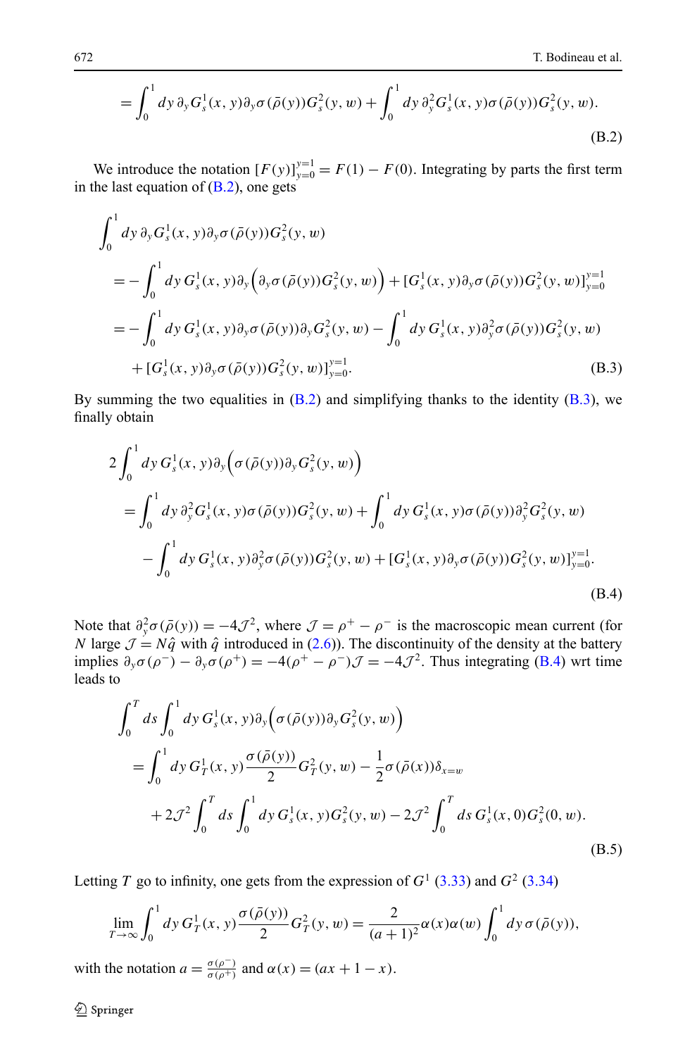$$
= \int_0^1 dy\, \partial_y G_s^1(x,y) \partial_y \sigma(\bar\rho(y)) G_s^2(y,w) + \int_0^1 dy\, \partial_y^2 G_s^1(x,y) \sigma(\bar\rho(y)) G_s^2(y,w). \tag{B.2}
$$

We introduce the notation $[F(y)]_{y=0}^{y=1} = F(1) - F(0)$. Integrating by parts the first term in the last equation of (B.2), one gets

$$
\begin{aligned}
&\int_0^1 dy\, \partial_y G_s^1(x,y) \partial_y \sigma(\bar\rho(y)) G_s^2(y,w) \\
&\quad = -\int_0^1 dy\, G_s^1(x,y) \partial_y \Big( \partial_y \sigma(\bar\rho(y)) G_s^2(y,w) \Big) + [G_s^1(x,y) \partial_y \sigma(\bar\rho(y)) G_s^2(y,w)]_{y=0}^{y=1} \\
&\quad = -\int_0^1 dy\, G_s^1(x,y) \partial_y \sigma(\bar\rho(y)) \partial_y G_s^2(y,w) - \int_0^1 dy\, G_s^1(x,y) \partial_y^2 \sigma(\bar\rho(y)) G_s^2(y,w) \\
&\qquad + [G_s^1(x,y) \partial_y \sigma(\bar\rho(y)) G_s^2(y,w)]_{y=0}^{y=1}.
\end{aligned} \tag{B.3}
$$

By summing the two equalities in (B.2) and simplifying thanks to the identity (B.3), we finally obtain

$$
\begin{aligned}
&2 \int_0^1 dy\, G_s^1(x,y) \partial_y \Big( \sigma(\bar\rho(y)) \partial_y G_s^2(y,w) \Big) \\
&\quad = \int_0^1 dy\, \partial_y^2 G_s^1(x,y) \sigma(\bar\rho(y)) G_s^2(y,w) + \int_0^1 dy\, G_s^1(x,y) \sigma(\bar\rho(y)) \partial_y^2 G_s^2(y,w) \\
&\qquad - \int_0^1 dy\, G_s^1(x,y) \partial_y^2 \sigma(\bar\rho(y)) G_s^2(y,w) + [G_s^1(x,y) \partial_y \sigma(\bar\rho(y)) G_s^2(y,w)]_{y=0}^{y=1}.
\end{aligned} \tag{B.4}
$$

Note that $\partial_y^2 \sigma(\bar\rho(y)) = -4\mathcal{J}^2$, where $\mathcal{J} = \rho^+ - \rho^-$ is the macroscopic mean current (for $N$ large $\mathcal{J} = N\hat q$ with $\hat q$ introduced in (2.6)). The discontinuity of the density at the battery implies $\partial_y \sigma(\rho^-) - \partial_y \sigma(\rho^+) = -4(\rho^+ - \rho^-)\mathcal{J} = -4\mathcal{J}^2$. Thus integrating (B.4) wrt time leads to

$$
\begin{aligned}
&\int_0^T ds \int_0^1 dy\, G_s^1(x,y) \partial_y \Big( \sigma(\bar\rho(y)) \partial_y G_s^2(y,w) \Big) \\
&\quad = \int_0^1 dy\, G_T^1(x,y) \frac{\sigma(\bar\rho(y))}{2} G_T^2(y,w) - \frac{1}{2} \sigma(\bar\rho(x)) \delta_{x=w} \\
&\qquad + 2\mathcal{J}^2 \int_0^T ds \int_0^1 dy\, G_s^1(x,y) G_s^2(y,w) - 2\mathcal{J}^2 \int_0^T ds\, G_s^1(x,0) G_s^2(0,w).
\end{aligned} \tag{B.5}
$$

Letting $T$ go to infinity, one gets from the expression of $G^1$ (3.33) and $G^2$ (3.34)

$$
\lim_{T\to\infty} \int_0^1 dy\, G_T^1(x,y) \frac{\sigma(\bar\rho(y))}{2} G_T^2(y,w) = \frac{2}{(a+1)^2} \alpha(x)\alpha(w) \int_0^1 dy\, \sigma(\bar\rho(y)),
$$

with the notation $a = \frac{\sigma(\rho^-)}{\sigma(\rho^+)}$ and $\alpha(x) = (ax + 1 - x)$.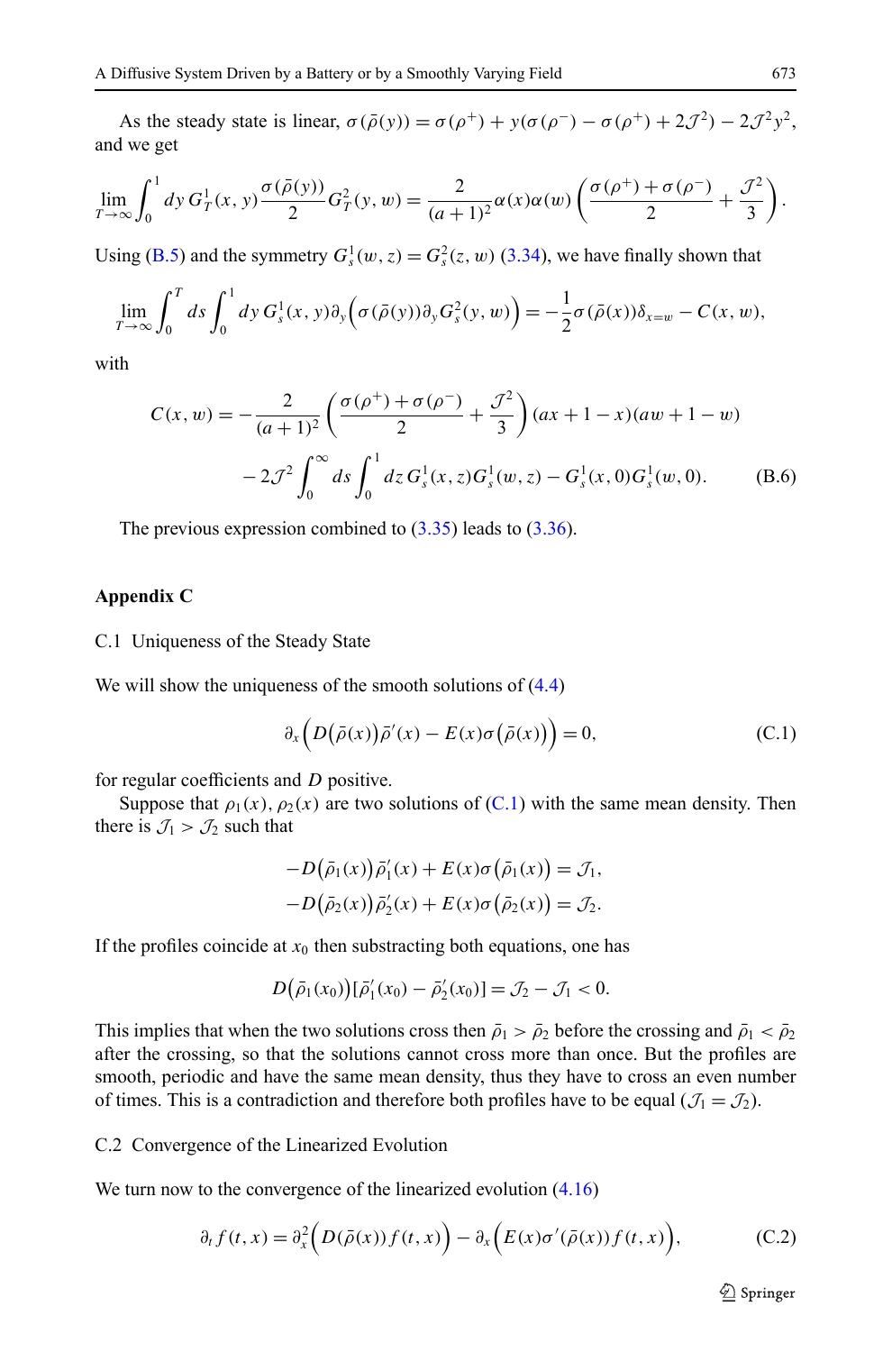As the steady state is linear, $\sigma(\bar{\rho}(y)) = \sigma(\rho^+) + y(\sigma(\rho^-) - \sigma(\rho^+) + 2\mathcal{J}^2) - 2\mathcal{J}^2 y^2$, and we get

$$\lim_{T\to\infty} \int_0^1 dy\, G_T^1(x,y) \frac{\sigma(\bar{\rho}(y))}{2} G_T^2(y,w) = \frac{2}{(a+1)^2} \alpha(x)\alpha(w) \left( \frac{\sigma(\rho^+) + \sigma(\rho^-)}{2} + \frac{\mathcal{J}^2}{3} \right).$$

Using (B.5) and the symmetry $G_s^1(w,z) = G_s^2(z,w)$ (3.34), we have finally shown that

$$\lim_{T\to\infty} \int_0^T ds \int_0^1 dy\, G_s^1(x,y) \partial_y \Big( \sigma(\bar{\rho}(y)) \partial_y G_s^2(y,w) \Big) = -\frac{1}{2} \sigma(\bar{\rho}(x)) \delta_{x=w} - C(x,w),$$

with

$$\begin{aligned} C(x,w) = &-\frac{2}{(a+1)^2} \left( \frac{\sigma(\rho^+) + \sigma(\rho^-)}{2} + \frac{\mathcal{J}^2}{3} \right) (ax+1-x)(aw+1-w) \\ &- 2\mathcal{J}^2 \int_0^\infty ds \int_0^1 dz\, G_s^1(x,z) G_s^1(w,z) - G_s^1(x,0) G_s^1(w,0). \end{aligned} \tag{B.6}$$

The previous expression combined to (3.35) leads to (3.36).

## Appendix C

### C.1 Uniqueness of the Steady State

We will show the uniqueness of the smooth solutions of (4.4)

$$\partial_x \Big( D(\bar{\rho}(x)) \bar{\rho}'(x) - E(x) \sigma(\bar{\rho}(x)) \Big) = 0, \tag{C.1}$$

for regular coefficients and $D$ positive.

Suppose that $\rho_1(x), \rho_2(x)$ are two solutions of (C.1) with the same mean density. Then there is $\mathcal{J}_1 > \mathcal{J}_2$ such that

$$\begin{aligned} -D(\bar{\rho}_1(x)) \bar{\rho}_1'(x) + E(x) \sigma(\bar{\rho}_1(x)) &= \mathcal{J}_1, \\ -D(\bar{\rho}_2(x)) \bar{\rho}_2'(x) + E(x) \sigma(\bar{\rho}_2(x)) &= \mathcal{J}_2. \end{aligned}$$

If the profiles coincide at $x_0$ then substracting both equations, one has

$$D(\bar{\rho}_1(x_0)) [\bar{\rho}_1'(x_0) - \bar{\rho}_2'(x_0)] = \mathcal{J}_2 - \mathcal{J}_1 < 0.$$

This implies that when the two solutions cross then $\bar{\rho}_1 > \bar{\rho}_2$ before the crossing and $\bar{\rho}_1 < \bar{\rho}_2$ after the crossing, so that the solutions cannot cross more than once. But the profiles are smooth, periodic and have the same mean density, thus they have to cross an even number of times. This is a contradiction and therefore both profiles have to be equal ($\mathcal{J}_1 = \mathcal{J}_2$).

### C.2 Convergence of the Linearized Evolution

We turn now to the convergence of the linearized evolution (4.16)

$$\partial_t f(t,x) = \partial_x^2 \Big( D(\bar{\rho}(x)) f(t,x) \Big) - \partial_x \Big( E(x) \sigma'(\bar{\rho}(x)) f(t,x) \Big), \tag{C.2}$$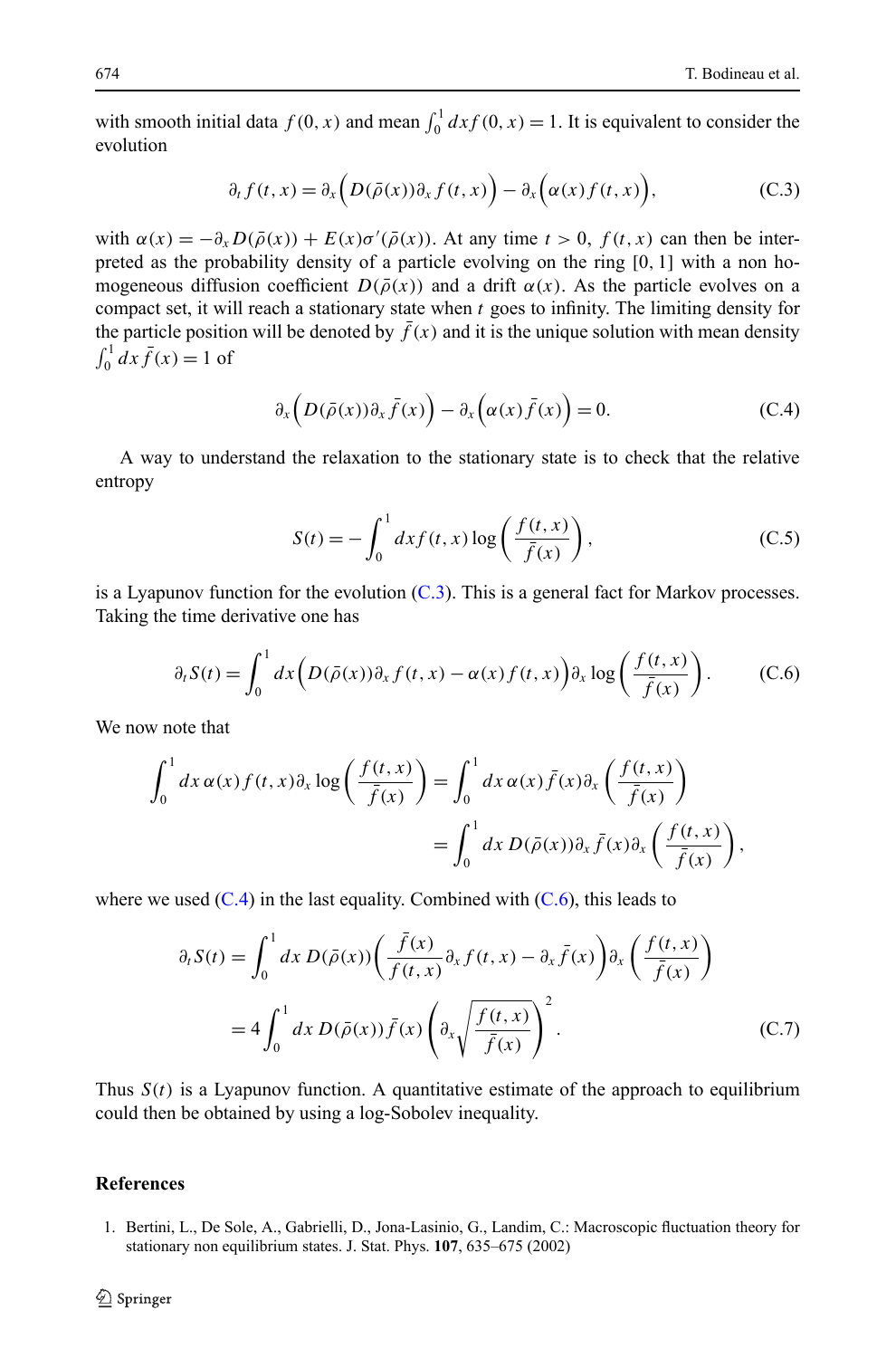with smooth initial data $f(0,x)$ and mean $\int_0^1 dx f(0,x) = 1$. It is equivalent to consider the evolution

$$\partial_t f(t,x) = \partial_x \Big( D(\bar\rho(x)) \partial_x f(t,x) \Big) - \partial_x \Big( \alpha(x) f(t,x) \Big), \tag{C.3}$$

with $\alpha(x) = -\partial_x D(\bar\rho(x)) + E(x)\sigma'(\bar\rho(x))$. At any time $t > 0$, $f(t,x)$ can then be interpreted as the probability density of a particle evolving on the ring $[0,1]$ with a non homogeneous diffusion coefficient $D(\bar\rho(x))$ and a drift $\alpha(x)$. As the particle evolves on a compact set, it will reach a stationary state when $t$ goes to infinity. The limiting density for the particle position will be denoted by $\bar f(x)$ and it is the unique solution with mean density $\int_0^1 dx \bar f(x) = 1$ of

$$\partial_x \Big( D(\bar\rho(x)) \partial_x \bar f(x) \Big) - \partial_x \Big( \alpha(x) \bar f(x) \Big) = 0. \tag{C.4}$$

A way to understand the relaxation to the stationary state is to check that the relative entropy

$$S(t) = -\int_0^1 dx f(t,x) \log\left( \frac{f(t,x)}{\bar f(x)} \right), \tag{C.5}$$

is a Lyapunov function for the evolution (C.3). This is a general fact for Markov processes. Taking the time derivative one has

$$\partial_t S(t) = \int_0^1 dx \Big( D(\bar\rho(x)) \partial_x f(t,x) - \alpha(x) f(t,x) \Big) \partial_x \log\left( \frac{f(t,x)}{\bar f(x)} \right). \tag{C.6}$$

We now note that

$$\begin{aligned}
\int_0^1 dx\, \alpha(x) f(t,x) \partial_x \log\left( \frac{f(t,x)}{\bar f(x)} \right) &= \int_0^1 dx\, \alpha(x) \bar f(x) \partial_x \left( \frac{f(t,x)}{\bar f(x)} \right) \\
&= \int_0^1 dx\, D(\bar\rho(x)) \partial_x \bar f(x) \partial_x \left( \frac{f(t,x)}{\bar f(x)} \right),
\end{aligned}$$

where we used (C.4) in the last equality. Combined with (C.6), this leads to

$$\begin{aligned}
\partial_t S(t) &= \int_0^1 dx\, D(\bar\rho(x)) \left( \frac{\bar f(x)}{f(t,x)} \partial_x f(t,x) - \partial_x \bar f(x) \right) \partial_x \left( \frac{f(t,x)}{\bar f(x)} \right) \\
&= 4 \int_0^1 dx\, D(\bar\rho(x)) \bar f(x) \left( \partial_x \sqrt{\frac{f(t,x)}{\bar f(x)}} \right)^2.
\end{aligned} \tag{C.7}$$

Thus $S(t)$ is a Lyapunov function. A quantitative estimate of the approach to equilibrium could then be obtained by using a log-Sobolev inequality.

## References

1. Bertini, L., De Sole, A., Gabrielli, D., Jona-Lasinio, G., Landim, C.: Macroscopic fluctuation theory for stationary non equilibrium states. J. Stat. Phys. **107**, 635–675 (2002)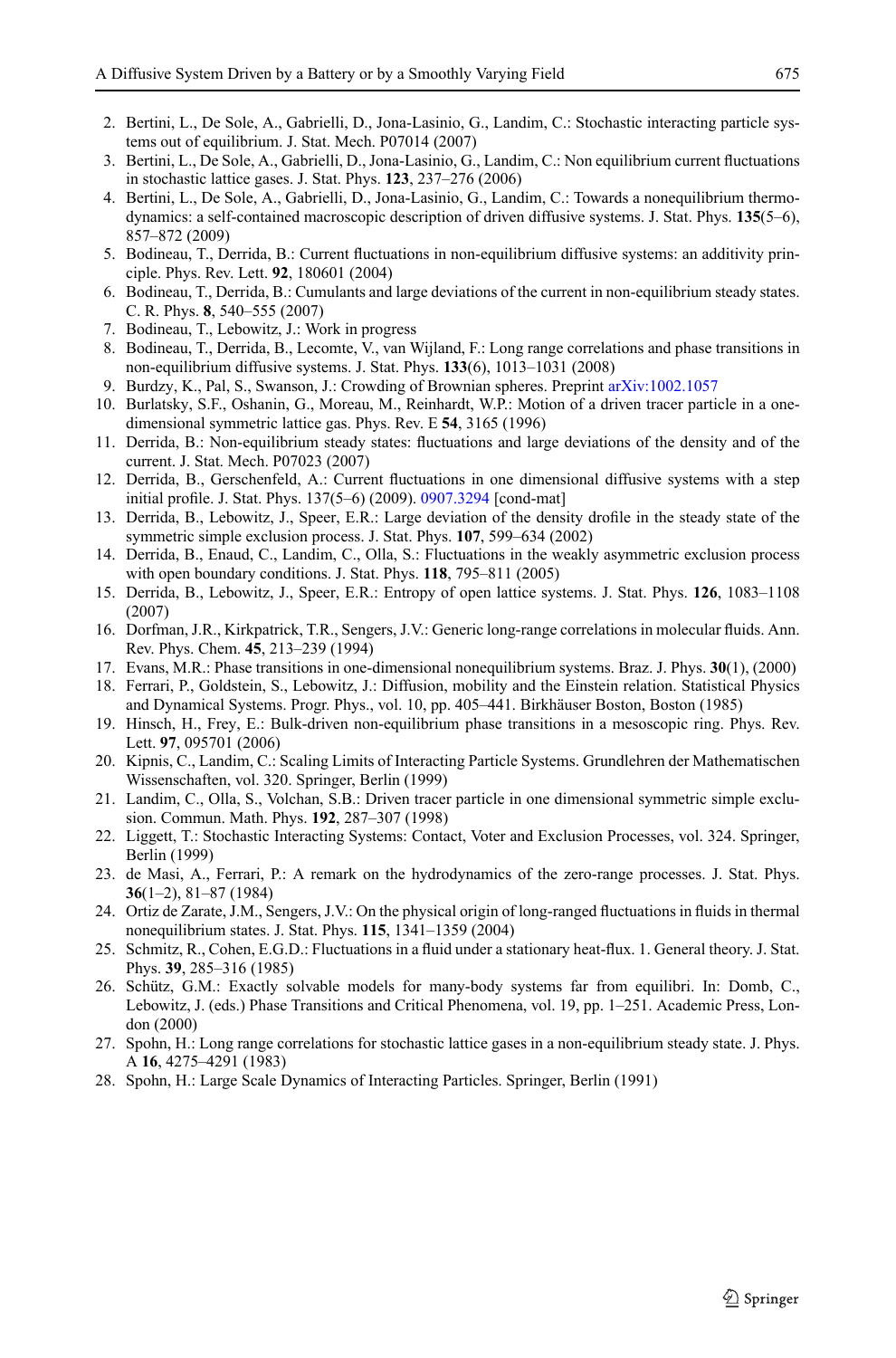2. Bertini, L., De Sole, A., Gabrielli, D., Jona-Lasinio, G., Landim, C.: Stochastic interacting particle systems out of equilibrium. J. Stat. Mech. P07014 (2007)
3. Bertini, L., De Sole, A., Gabrielli, D., Jona-Lasinio, G., Landim, C.: Non equilibrium current fluctuations in stochastic lattice gases. J. Stat. Phys. **123**, 237–276 (2006)
4. Bertini, L., De Sole, A., Gabrielli, D., Jona-Lasinio, G., Landim, C.: Towards a nonequilibrium thermodynamics: a self-contained macroscopic description of driven diffusive systems. J. Stat. Phys. **135**(5–6), 857–872 (2009)
5. Bodineau, T., Derrida, B.: Current fluctuations in non-equilibrium diffusive systems: an additivity principle. Phys. Rev. Lett. **92**, 180601 (2004)
6. Bodineau, T., Derrida, B.: Cumulants and large deviations of the current in non-equilibrium steady states. C. R. Phys. **8**, 540–555 (2007)
7. Bodineau, T., Lebowitz, J.: Work in progress
8. Bodineau, T., Derrida, B., Lecomte, V., van Wijland, F.: Long range correlations and phase transitions in non-equilibrium diffusive systems. J. Stat. Phys. **133**(6), 1013–1031 (2008)
9. Burdzy, K., Pal, S., Swanson, J.: Crowding of Brownian spheres. Preprint arXiv:1002.1057
10. Burlatsky, S.F., Oshanin, G., Moreau, M., Reinhardt, W.P.: Motion of a driven tracer particle in a one-dimensional symmetric lattice gas. Phys. Rev. E **54**, 3165 (1996)
11. Derrida, B.: Non-equilibrium steady states: fluctuations and large deviations of the density and of the current. J. Stat. Mech. P07023 (2007)
12. Derrida, B., Gerschenfeld, A.: Current fluctuations in one dimensional diffusive systems with a step initial profile. J. Stat. Phys. 137(5–6) (2009). 0907.3294 [cond-mat]
13. Derrida, B., Lebowitz, J., Speer, E.R.: Large deviation of the density drofile in the steady state of the symmetric simple exclusion process. J. Stat. Phys. **107**, 599–634 (2002)
14. Derrida, B., Enaud, C., Landim, C., Olla, S.: Fluctuations in the weakly asymmetric exclusion process with open boundary conditions. J. Stat. Phys. **118**, 795–811 (2005)
15. Derrida, B., Lebowitz, J., Speer, E.R.: Entropy of open lattice systems. J. Stat. Phys. **126**, 1083–1108 (2007)
16. Dorfman, J.R., Kirkpatrick, T.R., Sengers, J.V.: Generic long-range correlations in molecular fluids. Ann. Rev. Phys. Chem. **45**, 213–239 (1994)
17. Evans, M.R.: Phase transitions in one-dimensional nonequilibrium systems. Braz. J. Phys. **30**(1), (2000)
18. Ferrari, P., Goldstein, S., Lebowitz, J.: Diffusion, mobility and the Einstein relation. Statistical Physics and Dynamical Systems. Progr. Phys., vol. 10, pp. 405–441. Birkhäuser Boston, Boston (1985)
19. Hinsch, H., Frey, E.: Bulk-driven non-equilibrium phase transitions in a mesoscopic ring. Phys. Rev. Lett. **97**, 095701 (2006)
20. Kipnis, C., Landim, C.: Scaling Limits of Interacting Particle Systems. Grundlehren der Mathematischen Wissenschaften, vol. 320. Springer, Berlin (1999)
21. Landim, C., Olla, S., Volchan, S.B.: Driven tracer particle in one dimensional symmetric simple exclusion. Commun. Math. Phys. **192**, 287–307 (1998)
22. Liggett, T.: Stochastic Interacting Systems: Contact, Voter and Exclusion Processes, vol. 324. Springer, Berlin (1999)
23. de Masi, A., Ferrari, P.: A remark on the hydrodynamics of the zero-range processes. J. Stat. Phys. **36**(1–2), 81–87 (1984)
24. Ortiz de Zarate, J.M., Sengers, J.V.: On the physical origin of long-ranged fluctuations in fluids in thermal nonequilibrium states. J. Stat. Phys. **115**, 1341–1359 (2004)
25. Schmitz, R., Cohen, E.G.D.: Fluctuations in a fluid under a stationary heat-flux. 1. General theory. J. Stat. Phys. **39**, 285–316 (1985)
26. Schütz, G.M.: Exactly solvable models for many-body systems far from equilibri. In: Domb, C., Lebowitz, J. (eds.) Phase Transitions and Critical Phenomena, vol. 19, pp. 1–251. Academic Press, London (2000)
27. Spohn, H.: Long range correlations for stochastic lattice gases in a non-equilibrium steady state. J. Phys. A **16**, 4275–4291 (1983)
28. Spohn, H.: Large Scale Dynamics of Interacting Particles. Springer, Berlin (1991)